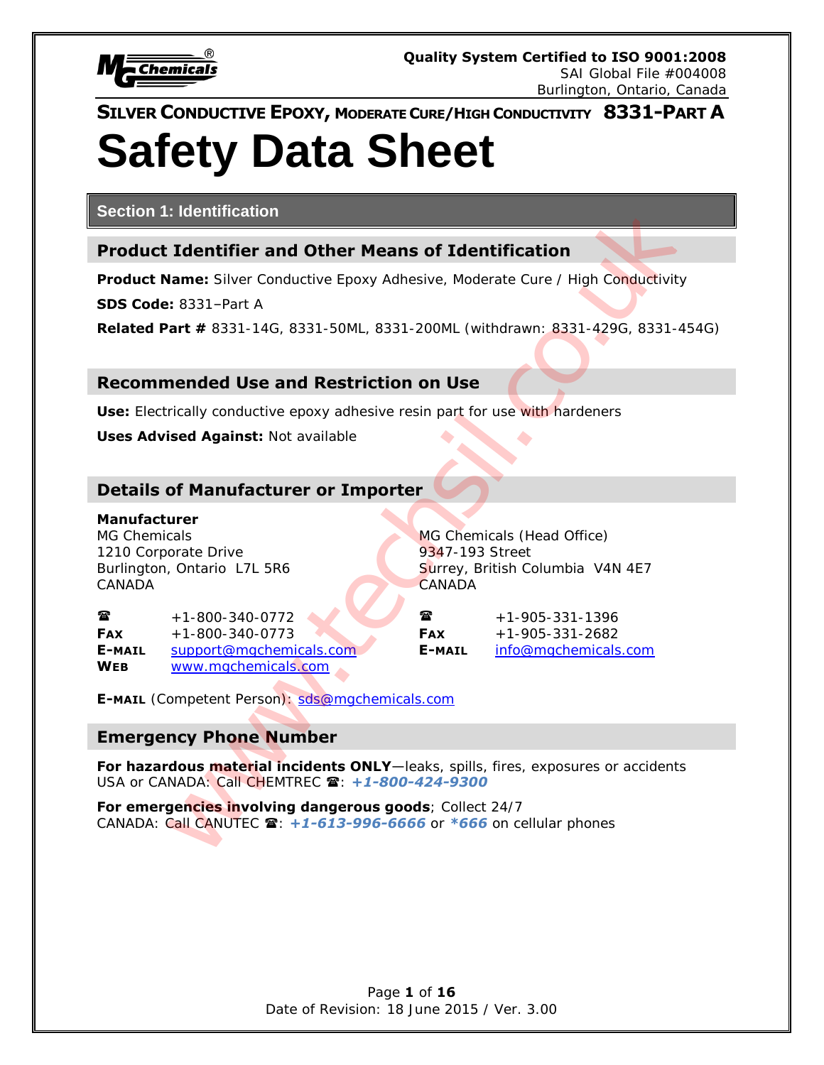Quality System Certified to ISO 9001:2008
SAI Global File #004008
Burlington, Ontario, Canada

**SILVER CONDUCTIVE EPOXY, MODERATE CURE/HIGH CONDUCTIVITY 8331-PART A**

# Safety Data Sheet

## Section 1: Identification

### Product Identifier and Other Means of Identification

**Product Name:** Silver Conductive Epoxy Adhesive, Moderate Cure / High Conductivity

**SDS Code:** 8331–Part A

**Related Part #** 8331-14G, 8331-50ML, 8331-200ML (withdrawn: 8331-429G, 8331-454G)

### Recommended Use and Restriction on Use

**Use:** Electrically conductive epoxy adhesive resin part for use with hardeners

**Uses Advised Against:** Not available

### Details of Manufacturer or Importer

**Manufacturer**
MG Chemicals
1210 Corporate Drive
Burlington, Ontario L7L 5R6
CANADA

☎ +1-800-340-0772
**FAX** +1-800-340-0773
**E-MAIL** support@mgchemicals.com
**WEB** www.mgchemicals.com

MG Chemicals (Head Office)
9347-193 Street
Surrey, British Columbia V4N 4E7
CANADA

☎ +1-905-331-1396
**FAX** +1-905-331-2682
**E-MAIL** info@mgchemicals.com

**E-MAIL** (Competent Person): sds@mgchemicals.com

### Emergency Phone Number

**For hazardous material incidents ONLY**—leaks, spills, fires, exposures or accidents
USA or CANADA: Call CHEMTREC ☎: ***+1-800-424-9300***

**For emergencies involving dangerous goods**; Collect 24/7
CANADA: Call CANUTEC ☎: ***+1-613-996-6666*** or ***\*666*** on cellular phones

Date of Revision: 18 June 2015 / Ver. 3.00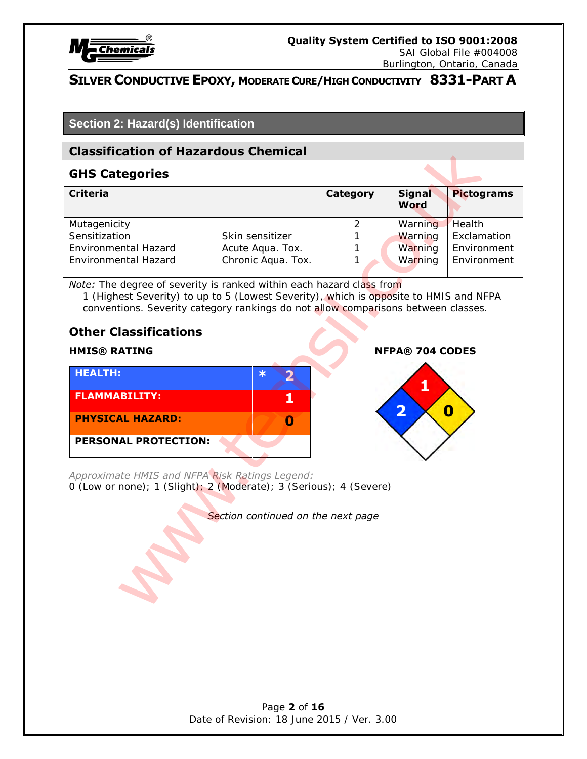## Section 2: Hazard(s) Identification

### Classification of Hazardous Chemical

#### GHS Categories

| Criteria | | Category | Signal Word | Pictograms |
|---|---|---|---|---|
| Mutagenicity | | 2 | Warning | Health |
| Sensitization | Skin sensitizer | 1 | Warning | Exclamation |
| Environmental Hazard | Acute Aqua. Tox. | 1 | Warning | Environment |
| Environmental Hazard | Chronic Aqua. Tox. | 1 | Warning | Environment |

*Note:* The degree of severity is ranked within each hazard class from 1 (Highest Severity) to up to 5 (Lowest Severity), which is opposite to HMIS and NFPA conventions. Severity category rankings do not allow comparisons between classes.

#### Other Classifications

**HMIS® RATING**

| | |
|---|---|
| HEALTH: | * 2 |
| FLAMMABILITY: | 1 |
| PHYSICAL HAZARD: | 0 |
| PERSONAL PROTECTION: | |

**NFPA® 704 CODES**

Health: 2; Flammability: 1; Instability: 0

*Approximate HMIS and NFPA Risk Ratings Legend:*
0 (Low or none); 1 (Slight); 2 (Moderate); 3 (Serious); 4 (Severe)

*Section continued on the next page*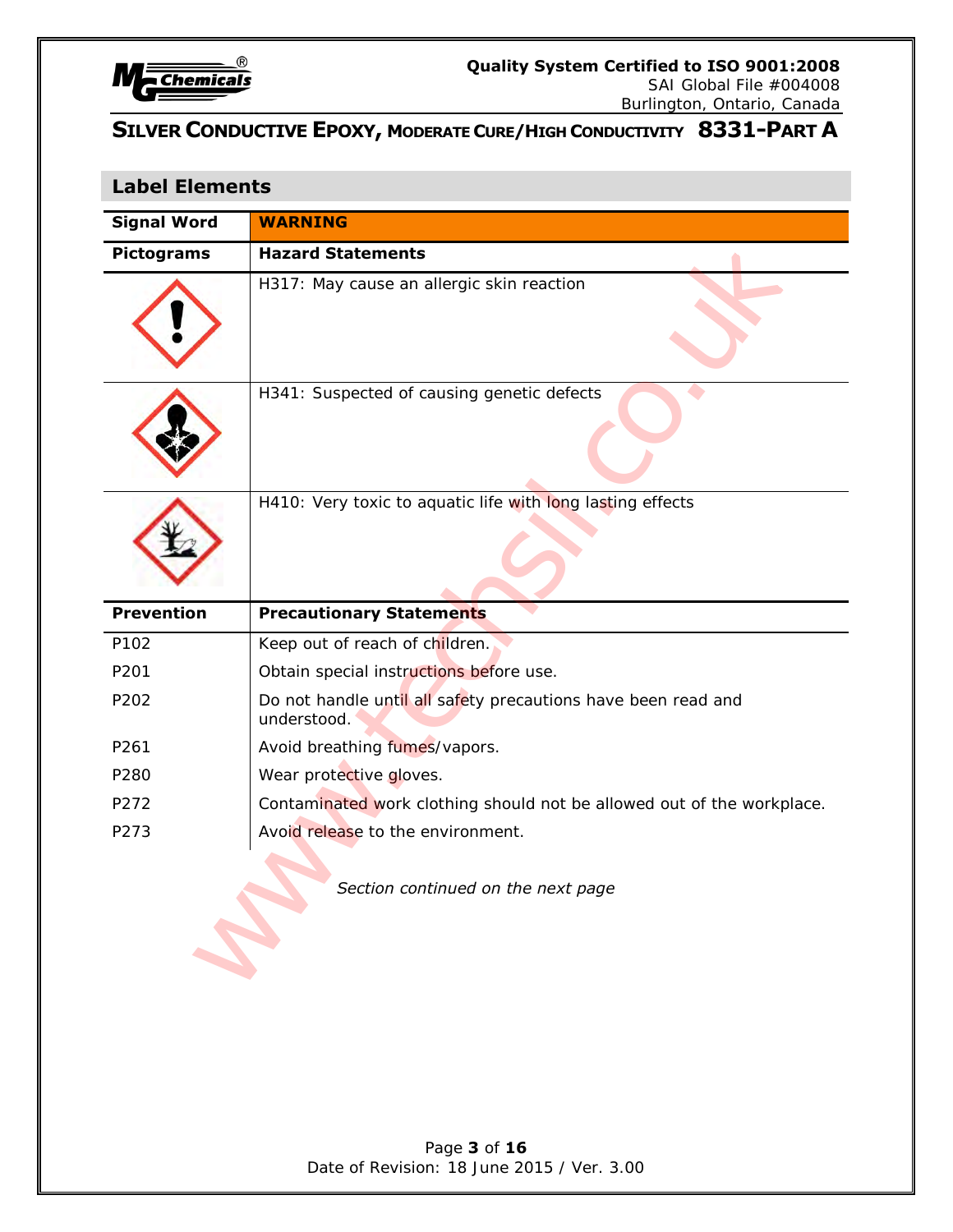## Label Elements

| Signal Word | WARNING |
|---|---|
| **Pictograms** | **Hazard Statements** |
| | H317: May cause an allergic skin reaction |
| | H341: Suspected of causing genetic defects |
| | H410: Very toxic to aquatic life with long lasting effects |

| Prevention | Precautionary Statements |
|---|---|
| P102 | Keep out of reach of children. |
| P201 | Obtain special instructions before use. |
| P202 | Do not handle until all safety precautions have been read and understood. |
| P261 | Avoid breathing fumes/vapors. |
| P280 | Wear protective gloves. |
| P272 | Contaminated work clothing should not be allowed out of the workplace. |
| P273 | Avoid release to the environment. |

*Section continued on the next page*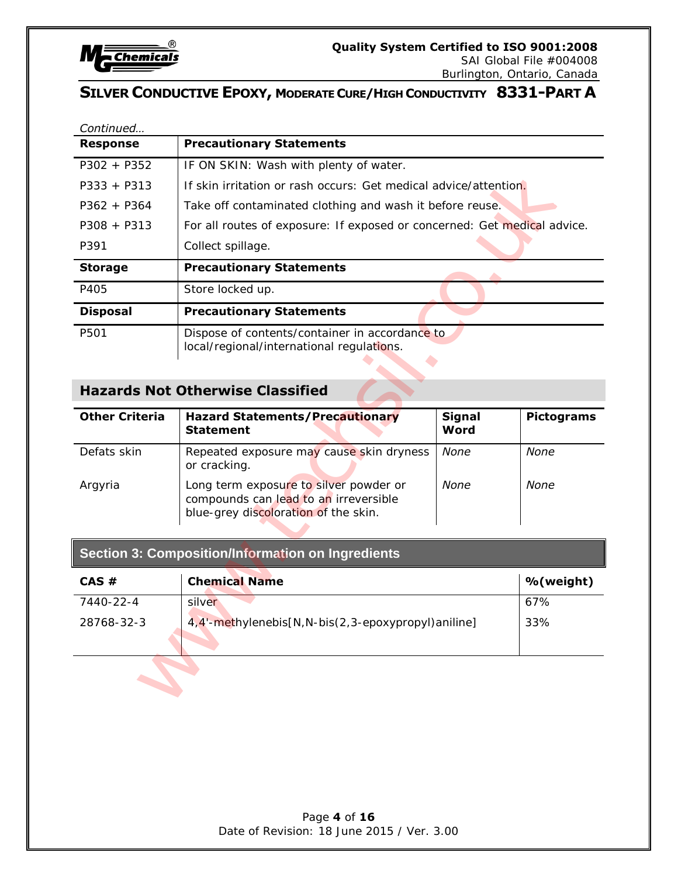*Continued…*

| Response | Precautionary Statements |
|---|---|
| P302 + P352 | IF ON SKIN: Wash with plenty of water. |
| P333 + P313 | If skin irritation or rash occurs: Get medical advice/attention. |
| P362 + P364 | Take off contaminated clothing and wash it before reuse. |
| P308 + P313 | For all routes of exposure: If exposed or concerned: Get medical advice. |
| P391 | Collect spillage. |
| **Storage** | **Precautionary Statements** |
| P405 | Store locked up. |
| **Disposal** | **Precautionary Statements** |
| P501 | Dispose of contents/container in accordance to local/regional/international regulations. |

## Hazards Not Otherwise Classified

| Other Criteria | Hazard Statements/Precautionary Statement | Signal Word | Pictograms |
|---|---|---|---|
| Defats skin | Repeated exposure may cause skin dryness or cracking. | *None* | *None* |
| Argyria | Long term exposure to silver powder or compounds can lead to an irreversible blue-grey discoloration of the skin. | *None* | *None* |

## Section 3: Composition/Information on Ingredients

| CAS # | Chemical Name | %(weight) |
|---|---|---|
| 7440-22-4 | silver | 67% |
| 28768-32-3 | 4,4'-methylenebis[N,N-bis(2,3-epoxypropyl)aniline] | 33% |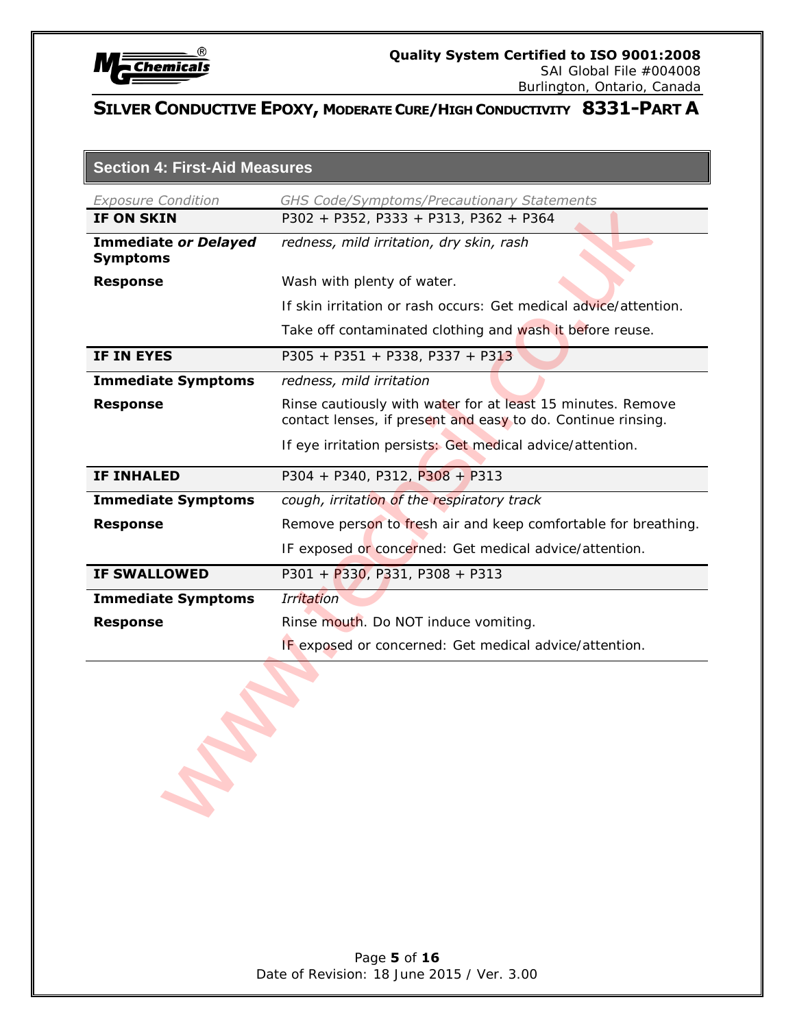## Section 4: First-Aid Measures

| *Exposure Condition* | *GHS Code/Symptoms/Precautionary Statements* |
|---|---|
| **IF ON SKIN** | P302 + P352, P333 + P313, P362 + P364 |
| **Immediate *or Delayed* Symptoms** | *redness, mild irritation, dry skin, rash* |
| **Response** | Wash with plenty of water. |
| | If skin irritation or rash occurs: Get medical advice/attention. |
| | Take off contaminated clothing and wash it before reuse. |
| **IF IN EYES** | P305 + P351 + P338, P337 + P313 |
| **Immediate Symptoms** | *redness, mild irritation* |
| **Response** | Rinse cautiously with water for at least 15 minutes. Remove contact lenses, if present and easy to do. Continue rinsing. |
| | If eye irritation persists: Get medical advice/attention. |
| **IF INHALED** | P304 + P340, P312, P308 + P313 |
| **Immediate Symptoms** | *cough, irritation of the respiratory track* |
| **Response** | Remove person to fresh air and keep comfortable for breathing. |
| | IF exposed or concerned: Get medical advice/attention. |
| **IF SWALLOWED** | P301 + P330, P331, P308 + P313 |
| **Immediate Symptoms** | *Irritation* |
| **Response** | Rinse mouth. Do NOT induce vomiting. |
| | IF exposed or concerned: Get medical advice/attention. |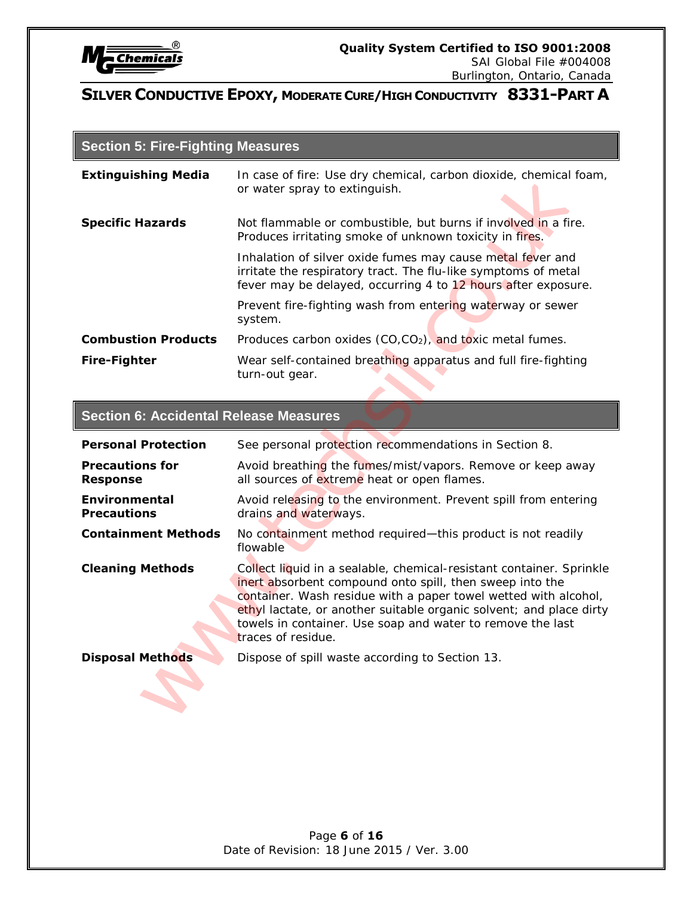## Section 5: Fire-Fighting Measures

| | |
|---|---|
| **Extinguishing Media** | In case of fire: Use dry chemical, carbon dioxide, chemical foam, or water spray to extinguish. |
| **Specific Hazards** | Not flammable or combustible, but burns if involved in a fire. Produces irritating smoke of unknown toxicity in fires. |
| | Inhalation of silver oxide fumes may cause metal fever and irritate the respiratory tract. The flu-like symptoms of metal fever may be delayed, occurring 4 to 12 hours after exposure. |
| | Prevent fire-fighting wash from entering waterway or sewer system. |
| **Combustion Products** | Produces carbon oxides ($CO$, $CO_2$), and toxic metal fumes. |
| **Fire-Fighter** | Wear self-contained breathing apparatus and full fire-fighting turn-out gear. |

## Section 6: Accidental Release Measures

| | |
|---|---|
| **Personal Protection** | See personal protection recommendations in Section 8. |
| **Precautions for Response** | Avoid breathing the fumes/mist/vapors. Remove or keep away all sources of extreme heat or open flames. |
| **Environmental Precautions** | Avoid releasing to the environment. Prevent spill from entering drains and waterways. |
| **Containment Methods** | No containment method required—this product is not readily flowable |
| **Cleaning Methods** | Collect liquid in a sealable, chemical-resistant container. Sprinkle inert absorbent compound onto spill, then sweep into the container. Wash residue with a paper towel wetted with alcohol, ethyl lactate, or another suitable organic solvent; and place dirty towels in container. Use soap and water to remove the last traces of residue. |
| **Disposal Methods** | Dispose of spill waste according to Section 13. |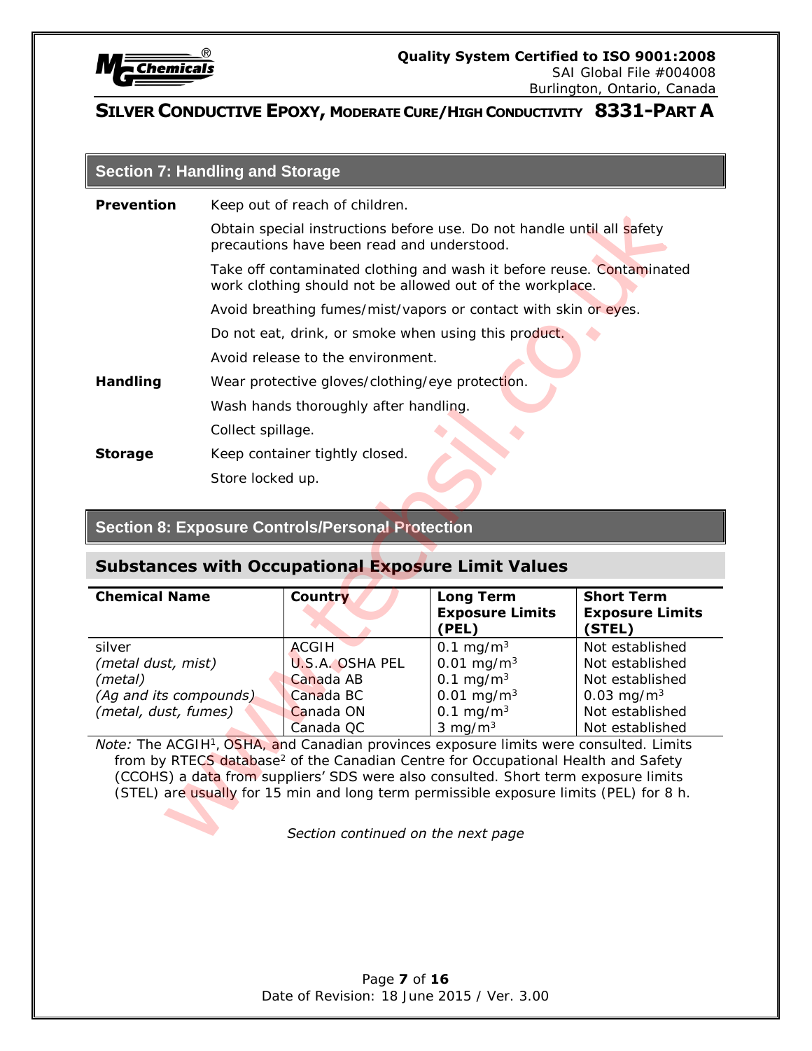## Section 7: Handling and Storage

| | |
|---|---|
| **Prevention** | Keep out of reach of children. |
| | Obtain special instructions before use. Do not handle until all safety precautions have been read and understood. |
| | Take off contaminated clothing and wash it before reuse. Contaminated work clothing should not be allowed out of the workplace. |
| | Avoid breathing fumes/mist/vapors or contact with skin or eyes. |
| | Do not eat, drink, or smoke when using this product. |
| | Avoid release to the environment. |
| **Handling** | Wear protective gloves/clothing/eye protection. |
| | Wash hands thoroughly after handling. |
| | Collect spillage. |
| **Storage** | Keep container tightly closed. |
| | Store locked up. |

## Section 8: Exposure Controls/Personal Protection

### Substances with Occupational Exposure Limit Values

| Chemical Name | Country | Long Term Exposure Limits (PEL) | Short Term Exposure Limits (STEL) |
|---|---|---|---|
| silver | ACGIH | 0.1 mg/m$^3$ | Not established |
| *(metal dust, mist)* | U.S.A. OSHA PEL | 0.01 mg/m$^3$ | Not established |
| *(metal)* | Canada AB | 0.1 mg/m$^3$ | Not established |
| *(Ag and its compounds)* | Canada BC | 0.01 mg/m$^3$ | 0.03 mg/m$^3$ |
| *(metal, dust, fumes)* | Canada ON | 0.1 mg/m$^3$ | Not established |
| | Canada QC | 3 mg/m$^3$ | Not established |

*Note:* The ACGIH[1], OSHA, and Canadian provinces exposure limits were consulted. Limits from by RTECS database[2] of the Canadian Centre for Occupational Health and Safety (CCOHS) a data from suppliers' SDS were also consulted. Short term exposure limits (STEL) are usually for 15 min and long term permissible exposure limits (PEL) for 8 h.

*Section continued on the next page*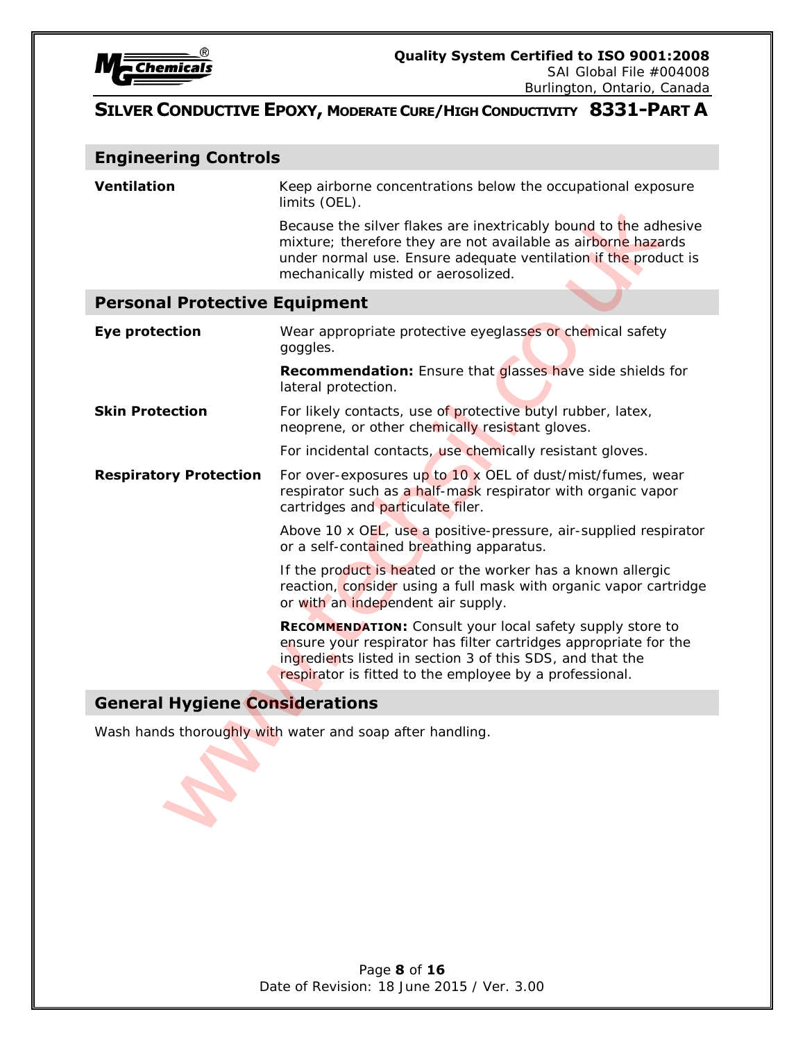## Engineering Controls

| | |
|---|---|
| **Ventilation** | Keep airborne concentrations below the occupational exposure limits (OEL).<br><br>Because the silver flakes are inextricably bound to the adhesive mixture; therefore they are not available as airborne hazards under normal use. Ensure adequate ventilation if the product is mechanically misted or aerosolized. |

## Personal Protective Equipment

| | |
|---|---|
| **Eye protection** | Wear appropriate protective eyeglasses or chemical safety goggles.<br><br>**Recommendation:** Ensure that glasses have side shields for lateral protection. |
| **Skin Protection** | For likely contacts, use of protective butyl rubber, latex, neoprene, or other chemically resistant gloves.<br><br>For incidental contacts, use chemically resistant gloves. |
| **Respiratory Protection** | For over-exposures up to 10 x OEL of dust/mist/fumes, wear respirator such as a half-mask respirator with organic vapor cartridges and particulate filer.<br><br>Above 10 x OEL, use a positive-pressure, air-supplied respirator or a self-contained breathing apparatus.<br><br>If the product is heated or the worker has a known allergic reaction, consider using a full mask with organic vapor cartridge or with an independent air supply.<br><br>**RECOMMENDATION:** Consult your local safety supply store to ensure your respirator has filter cartridges appropriate for the ingredients listed in section 3 of this SDS, and that the respirator is fitted to the employee by a professional. |

## General Hygiene Considerations

Wash hands thoroughly with water and soap after handling.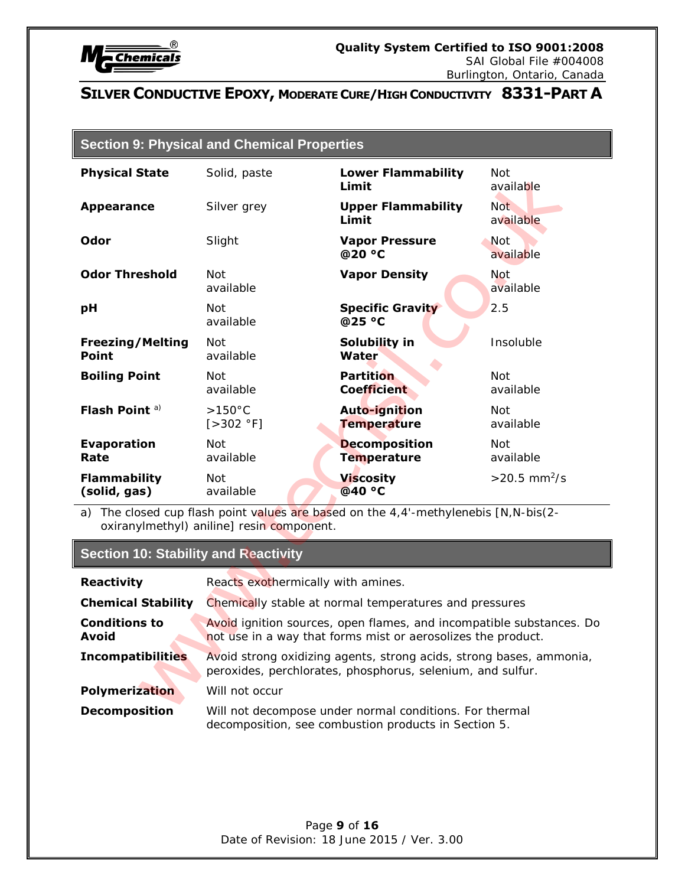## Section 9: Physical and Chemical Properties

| Property | Value | Property | Value |
|---|---|---|---|
| **Physical State** | Solid, paste | **Lower Flammability Limit** | Not available |
| **Appearance** | Silver grey | **Upper Flammability Limit** | Not available |
| **Odor** | Slight | **Vapor Pressure @20 °C** | Not available |
| **Odor Threshold** | Not available | **Vapor Density** | Not available |
| **pH** | Not available | **Specific Gravity @25 °C** | 2.5 |
| **Freezing/Melting Point** | Not available | **Solubility in Water** | Insoluble |
| **Boiling Point** | Not available | **Partition Coefficient** | Not available |
| **Flash Point** [a] | >150°C [>302 °F] | **Auto-ignition Temperature** | Not available |
| **Evaporation Rate** | Not available | **Decomposition Temperature** | Not available |
| **Flammability (solid, gas)** | Not available | **Viscosity @40 °C** | >20.5 $mm^2/s$ |

a) The closed cup flash point values are based on the 4,4'-methylenebis [N,N-bis(2-oxiranylmethyl) aniline] resin component.

## Section 10: Stability and Reactivity

**Reactivity** Reacts exothermically with amines.

**Chemical Stability** Chemically stable at normal temperatures and pressures

**Conditions to Avoid** Avoid ignition sources, open flames, and incompatible substances. Do not use in a way that forms mist or aerosolizes the product.

**Incompatibilities** Avoid strong oxidizing agents, strong acids, strong bases, ammonia, peroxides, perchlorates, phosphorus, selenium, and sulfur.

**Polymerization** Will not occur

**Decomposition** Will not decompose under normal conditions. For thermal decomposition, see combustion products in Section 5.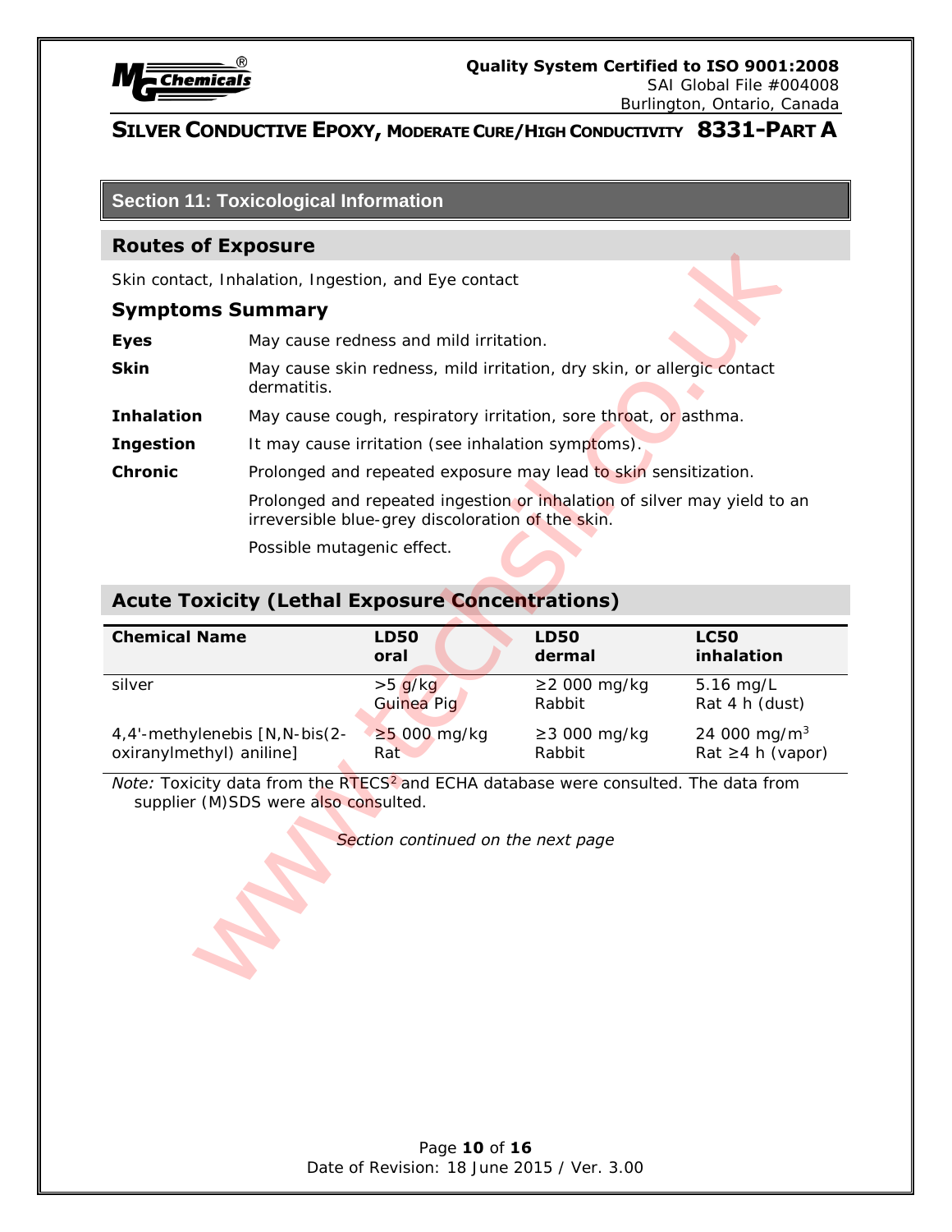## Section 11: Toxicological Information

### Routes of Exposure

Skin contact, Inhalation, Ingestion, and Eye contact

### Symptoms Summary

**Eyes** May cause redness and mild irritation.

**Skin** May cause skin redness, mild irritation, dry skin, or allergic contact dermatitis.

**Inhalation** May cause cough, respiratory irritation, sore throat, or asthma.

**Ingestion** It may cause irritation (see inhalation symptoms).

**Chronic** Prolonged and repeated exposure may lead to skin sensitization.

Prolonged and repeated ingestion or inhalation of silver may yield to an irreversible blue-grey discoloration of the skin.

Possible mutagenic effect.

### Acute Toxicity (Lethal Exposure Concentrations)

| Chemical Name | LD50 oral | LD50 dermal | LC50 inhalation |
|---|---|---|---|
| silver | >5 g/kg Guinea Pig | ≥2 000 mg/kg Rabbit | 5.16 mg/L Rat 4 h (dust) |
| 4,4'-methylenebis [N,N-bis(2-oxiranylmethyl) aniline] | ≥5 000 mg/kg Rat | ≥3 000 mg/kg Rabbit | 24 000 mg/m$^3$ Rat ≥4 h (vapor) |

*Note:* Toxicity data from the RTECS[2] and ECHA database were consulted. The data from supplier (M)SDS were also consulted.

*Section continued on the next page*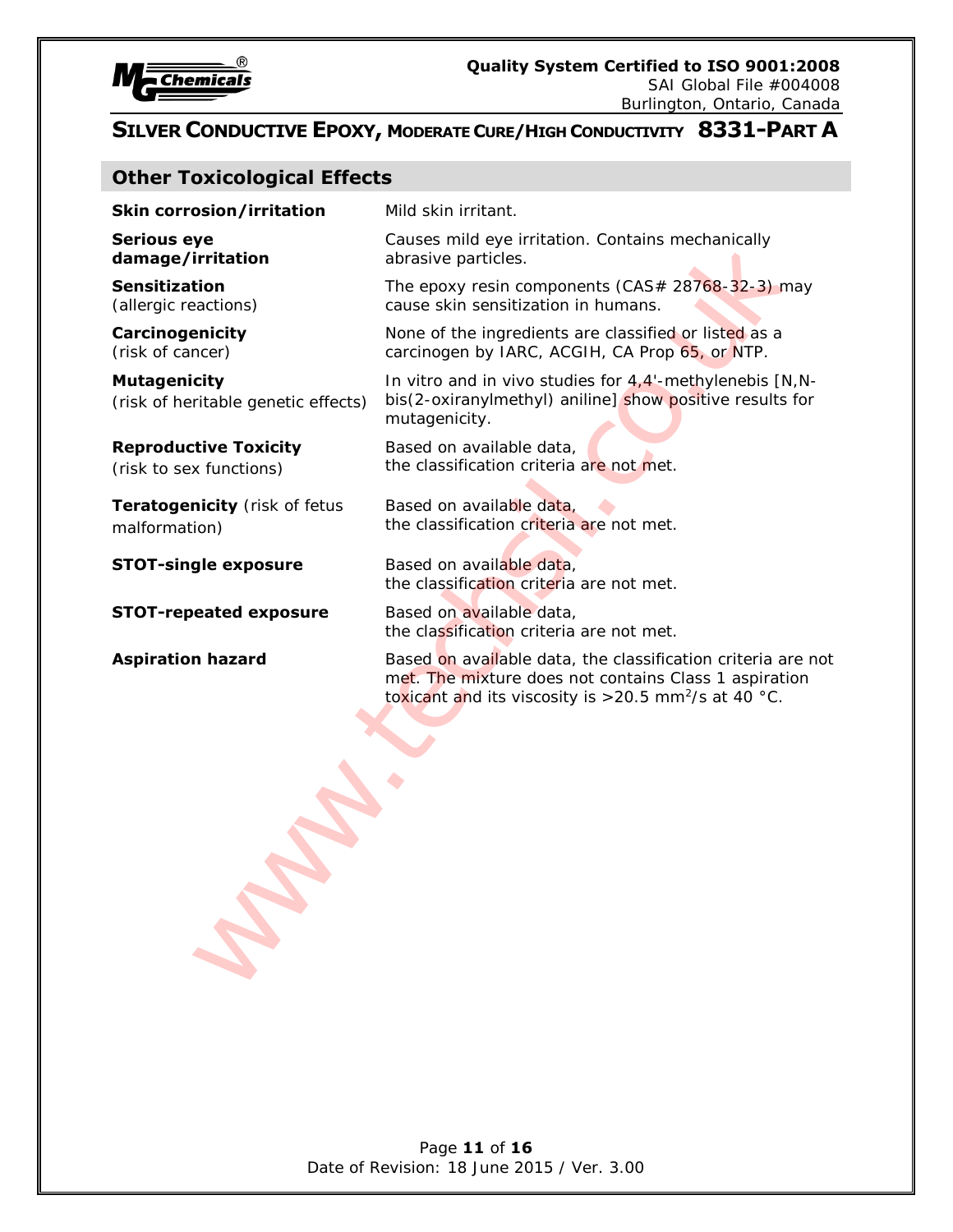## Other Toxicological Effects

| | |
|---|---|
| **Skin corrosion/irritation** | Mild skin irritant. |
| **Serious eye damage/irritation** | Causes mild eye irritation. Contains mechanically abrasive particles. |
| **Sensitization** (allergic reactions) | The epoxy resin components (CAS# 28768-32-3) may cause skin sensitization in humans. |
| **Carcinogenicity** (risk of cancer) | None of the ingredients are classified or listed as a carcinogen by IARC, ACGIH, CA Prop 65, or NTP. |
| **Mutagenicity** (risk of heritable genetic effects) | In vitro and in vivo studies for 4,4'-methylenebis [N,N-bis(2-oxiranylmethyl) aniline] show positive results for mutagenicity. |
| **Reproductive Toxicity** (risk to sex functions) | Based on available data, the classification criteria are not met. |
| **Teratogenicity** (risk of fetus malformation) | Based on available data, the classification criteria are not met. |
| **STOT-single exposure** | Based on available data, the classification criteria are not met. |
| **STOT-repeated exposure** | Based on available data, the classification criteria are not met. |
| **Aspiration hazard** | Based on available data, the classification criteria are not met. The mixture does not contains Class 1 aspiration toxicant and its viscosity is >20.5 $mm^2/s$ at 40 °C. |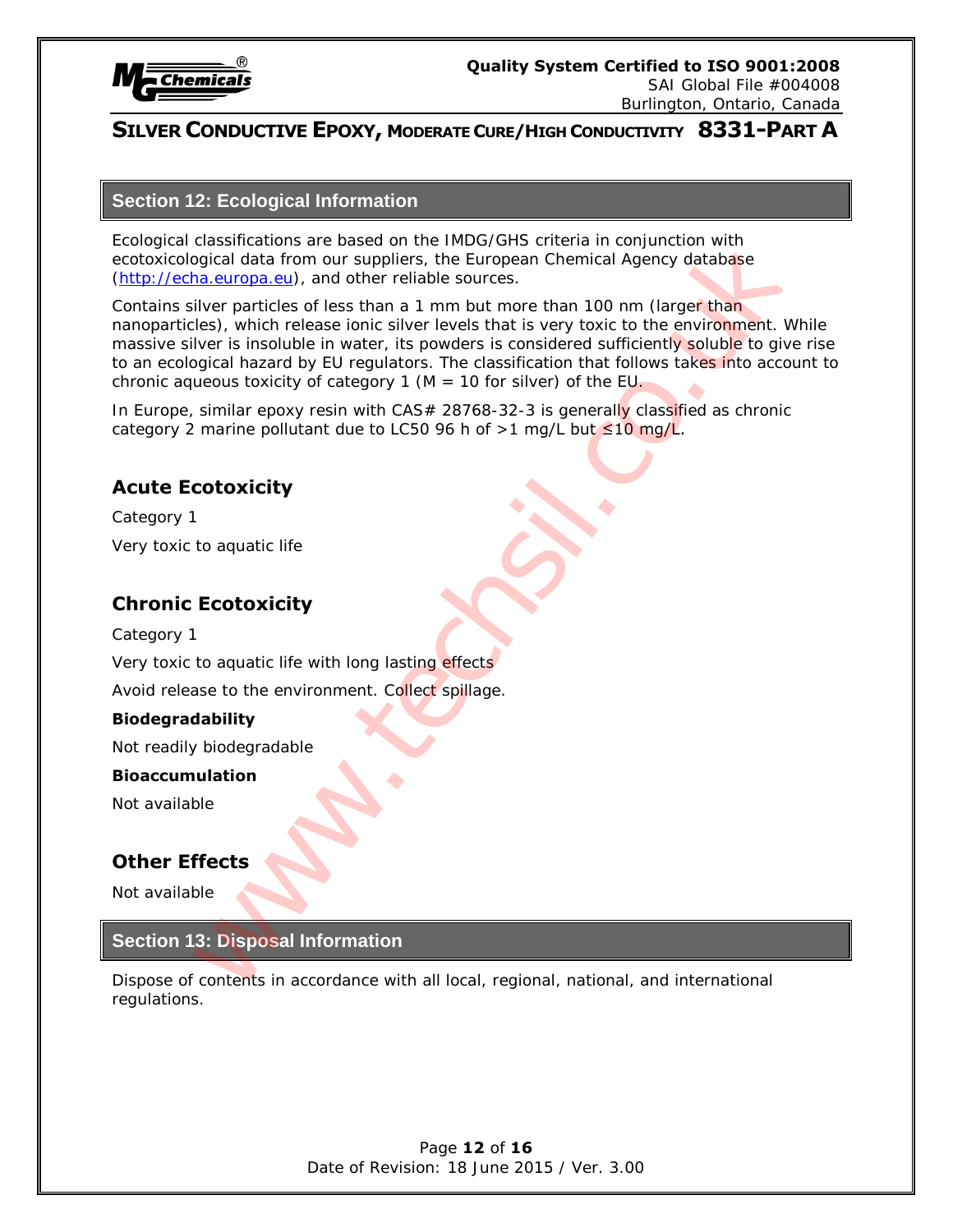## Section 12: Ecological Information

Ecological classifications are based on the IMDG/GHS criteria in conjunction with ecotoxicological data from our suppliers, the European Chemical Agency database (http://echa.europa.eu), and other reliable sources.

Contains silver particles of less than a 1 mm but more than 100 nm (larger than nanoparticles), which release ionic silver levels that is very toxic to the environment. While massive silver is insoluble in water, its powders is considered sufficiently soluble to give rise to an ecological hazard by EU regulators. The classification that follows takes into account to chronic aqueous toxicity of category 1 (M = 10 for silver) of the EU.

In Europe, similar epoxy resin with CAS# 28768-32-3 is generally classified as chronic category 2 marine pollutant due to LC50 96 h of >1 mg/L but ≤10 mg/L.

### Acute Ecotoxicity

Category 1

Very toxic to aquatic life

### Chronic Ecotoxicity

Category 1

Very toxic to aquatic life with long lasting effects

Avoid release to the environment. Collect spillage.

**Biodegradability**

Not readily biodegradable

**Bioaccumulation**

Not available

### Other Effects

Not available

## Section 13: Disposal Information

Dispose of contents in accordance with all local, regional, national, and international regulations.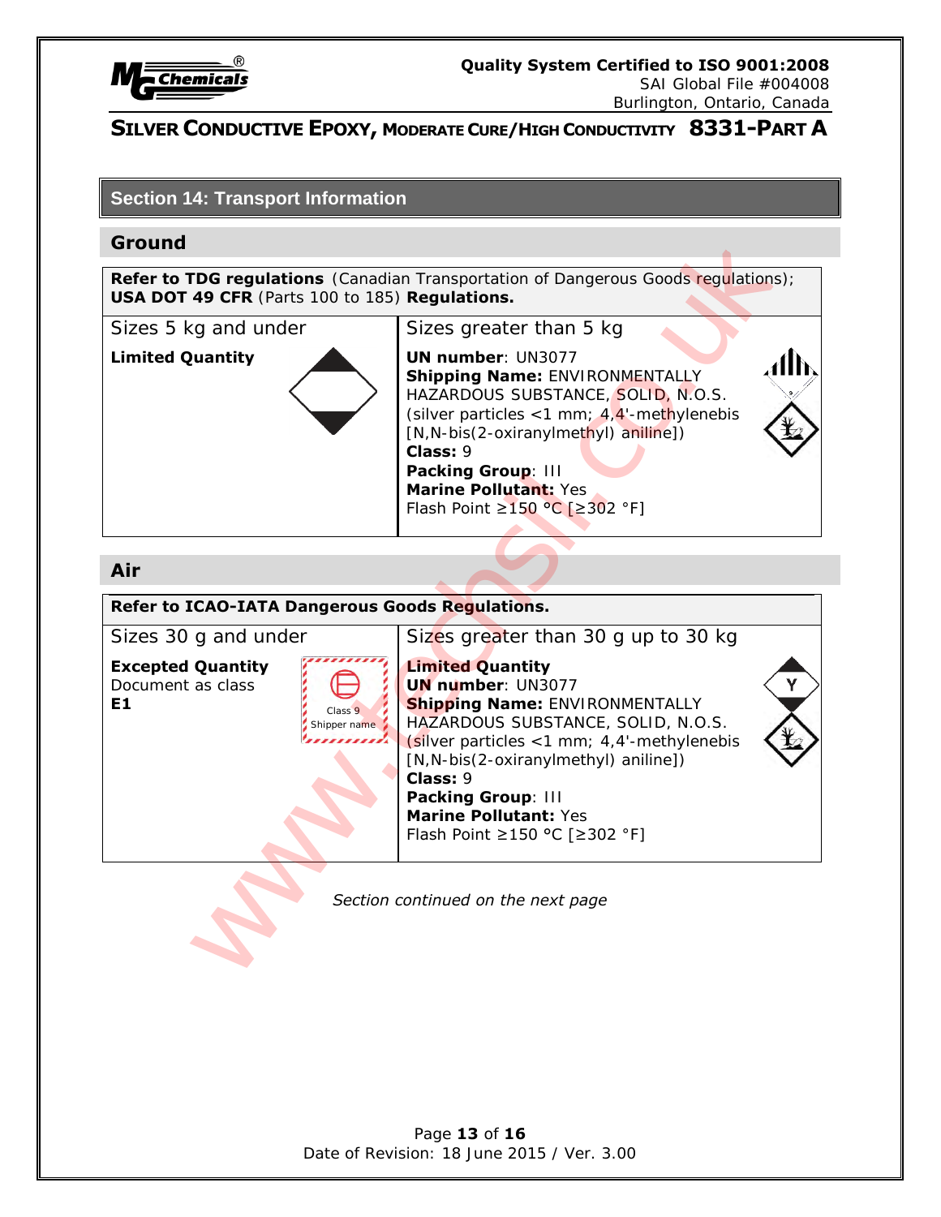## Section 14: Transport Information

### Ground

| Refer to TDG regulations (Canadian Transportation of Dangerous Goods regulations); USA DOT 49 CFR (Parts 100 to 185) Regulations. | |
|---|---|
| Sizes 5 kg and under | Sizes greater than 5 kg |
| **Limited Quantity** | **UN number**: UN3077<br>**Shipping Name:** ENVIRONMENTALLY HAZARDOUS SUBSTANCE, SOLID, N.O.S. (silver particles <1 mm; 4,4'-methylenebis [N,N-bis(2-oxiranylmethyl) aniline])<br>**Class:** 9<br>**Packing Group**: III<br>**Marine Pollutant:** Yes<br>Flash Point ≥150 °C [≥302 °F] |

### Air

| Refer to ICAO-IATA Dangerous Goods Regulations. | |
|---|---|
| Sizes 30 g and under | Sizes greater than 30 g up to 30 kg |
| **Excepted Quantity**<br>Document as class **E1**<br>Class 9<br>Shipper name | **Limited Quantity**<br>**UN number**: UN3077<br>**Shipping Name:** ENVIRONMENTALLY HAZARDOUS SUBSTANCE, SOLID, N.O.S. (silver particles <1 mm; 4,4'-methylenebis [N,N-bis(2-oxiranylmethyl) aniline])<br>**Class:** 9<br>**Packing Group**: III<br>**Marine Pollutant:** Yes<br>Flash Point ≥150 °C [≥302 °F] |

*Section continued on the next page*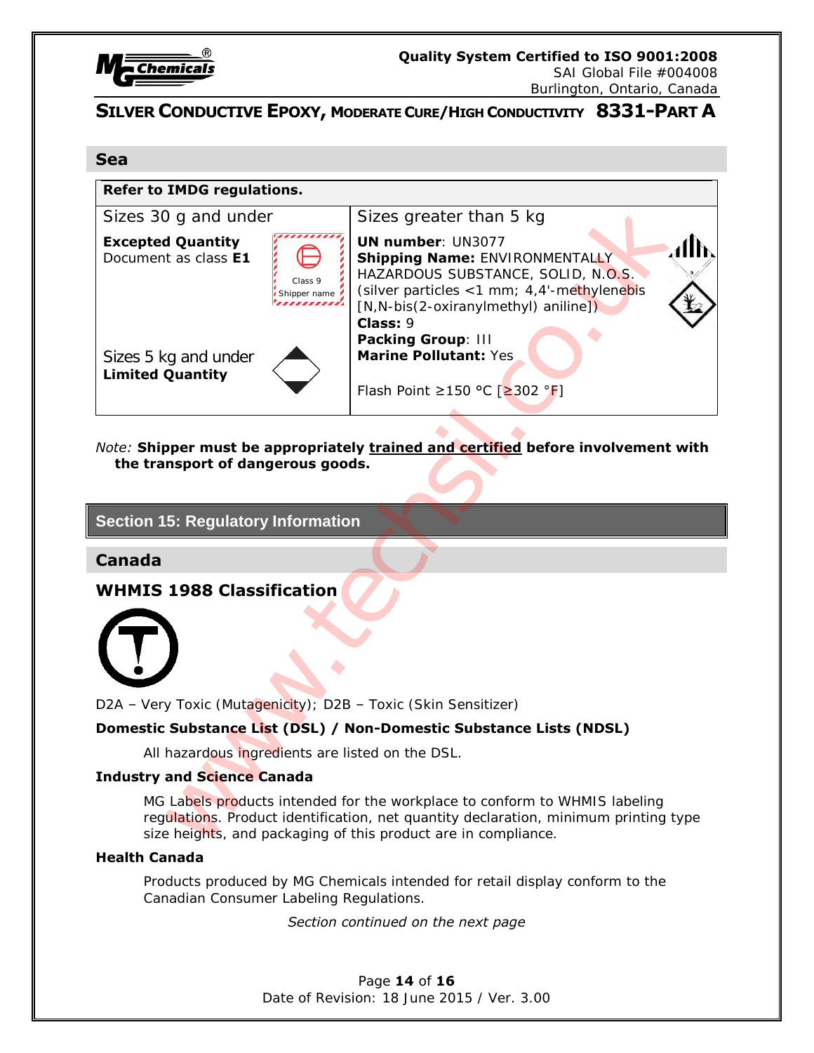## Sea

| Refer to IMDG regulations. | |
|---|---|
| Sizes 30 g and under<br>**Excepted Quantity**<br>Document as class **E1**<br>Class 9<br>Shipper name<br><br>Sizes 5 kg and under<br>**Limited Quantity** | Sizes greater than 5 kg<br>**UN number**: UN3077<br>**Shipping Name:** ENVIRONMENTALLY HAZARDOUS SUBSTANCE, SOLID, N.O.S. (silver particles <1 mm; 4,4'-methylenebis [N,N-bis(2-oxiranylmethyl) aniline])<br>**Class:** 9<br>**Packing Group**: III<br>**Marine Pollutant:** Yes<br><br>Flash Point ≥150 °C [≥302 °F] |

*Note:* **Shipper must be appropriately trained and certified before involvement with the transport of dangerous goods.**

## Section 15: Regulatory Information

### Canada

### WHMIS 1988 Classification

D2A – Very Toxic (Mutagenicity); D2B – Toxic (Skin Sensitizer)

**Domestic Substance List (DSL) / Non-Domestic Substance Lists (NDSL)**

All hazardous ingredients are listed on the DSL.

**Industry and Science Canada**

MG Labels products intended for the workplace to conform to WHMIS labeling regulations. Product identification, net quantity declaration, minimum printing type size heights, and packaging of this product are in compliance.

**Health Canada**

Products produced by MG Chemicals intended for retail display conform to the Canadian Consumer Labeling Regulations.

*Section continued on the next page*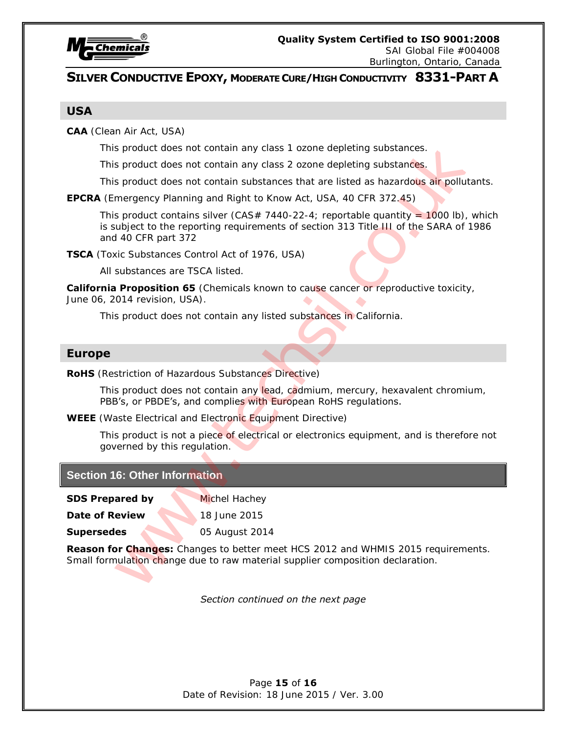## USA

**CAA** (Clean Air Act, USA)

This product does not contain any class 1 ozone depleting substances.

This product does not contain any class 2 ozone depleting substances.

This product does not contain substances that are listed as hazardous air pollutants.

**EPCRA** (Emergency Planning and Right to Know Act, USA, 40 CFR 372.45)

This product contains silver (CAS# 7440-22-4; reportable quantity = 1000 lb), which is subject to the reporting requirements of section 313 Title III of the SARA of 1986 and 40 CFR part 372

**TSCA** (Toxic Substances Control Act of 1976, USA)

All substances are TSCA listed.

**California Proposition 65** (Chemicals known to cause cancer or reproductive toxicity, June 06, 2014 revision, USA).

This product does not contain any listed substances in California.

## Europe

**RoHS** (Restriction of Hazardous Substances Directive)

This product does not contain any lead, cadmium, mercury, hexavalent chromium, PBB's, or PBDE's, and complies with European RoHS regulations.

**WEEE** (Waste Electrical and Electronic Equipment Directive)

This product is not a piece of electrical or electronics equipment, and is therefore not governed by this regulation.

## Section 16: Other Information

**SDS Prepared by** Michel Hachey

**Date of Review** 18 June 2015

**Supersedes** 05 August 2014

**Reason for Changes:** Changes to better meet HCS 2012 and WHMIS 2015 requirements. Small formulation change due to raw material supplier composition declaration.

*Section continued on the next page*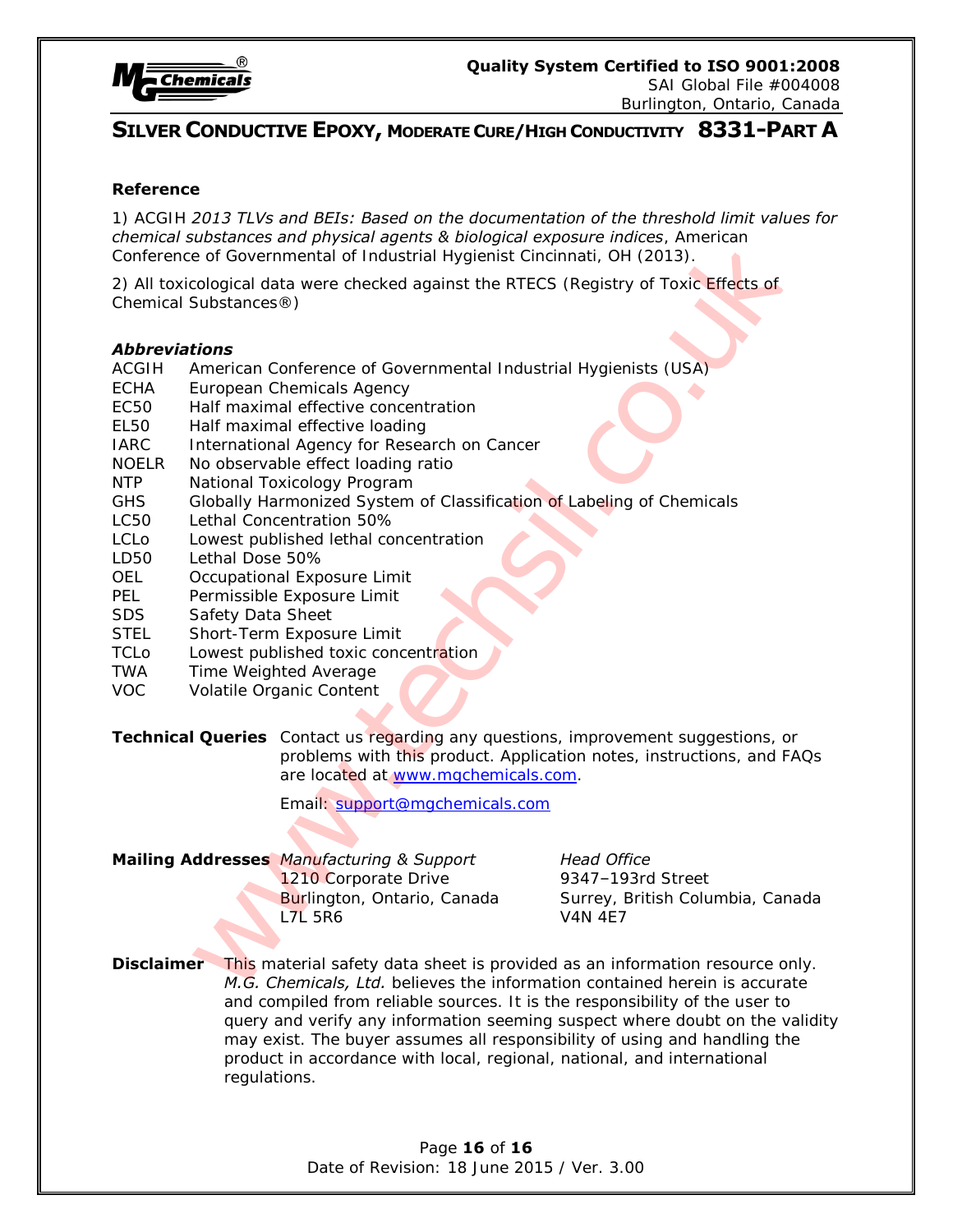### Reference

1) ACGIH *2013 TLVs and BEIs: Based on the documentation of the threshold limit values for chemical substances and physical agents & biological exposure indices*, American Conference of Governmental of Industrial Hygienist Cincinnati, OH (2013).

2) All toxicological data were checked against the RTECS (Registry of Toxic Effects of Chemical Substances®)

### *Abbreviations*

| | |
|---|---|
| ACGIH | American Conference of Governmental Industrial Hygienists (USA) |
| ECHA | European Chemicals Agency |
| EC50 | Half maximal effective concentration |
| EL50 | Half maximal effective loading |
| IARC | International Agency for Research on Cancer |
| NOELR | No observable effect loading ratio |
| NTP | National Toxicology Program |
| GHS | Globally Harmonized System of Classification of Labeling of Chemicals |
| LC50 | Lethal Concentration 50% |
| LCLo | Lowest published lethal concentration |
| LD50 | Lethal Dose 50% |
| OEL | Occupational Exposure Limit |
| PEL | Permissible Exposure Limit |
| SDS | Safety Data Sheet |
| STEL | Short-Term Exposure Limit |
| TCLo | Lowest published toxic concentration |
| TWA | Time Weighted Average |
| VOC | Volatile Organic Content |

**Technical Queries** Contact us regarding any questions, improvement suggestions, or problems with this product. Application notes, instructions, and FAQs are located at www.mgchemicals.com.

Email: support@mgchemicals.com

**Mailing Addresses**

*Manufacturing & Support*
1210 Corporate Drive
Burlington, Ontario, Canada
L7L 5R6

*Head Office*
9347–193rd Street
Surrey, British Columbia, Canada
V4N 4E7

**Disclaimer** This material safety data sheet is provided as an information resource only. *M.G. Chemicals, Ltd.* believes the information contained herein is accurate and compiled from reliable sources. It is the responsibility of the user to query and verify any information seeming suspect where doubt on the validity may exist. The buyer assumes all responsibility of using and handling the product in accordance with local, regional, national, and international regulations.

Date of Revision: 18 June 2015 / Ver. 3.00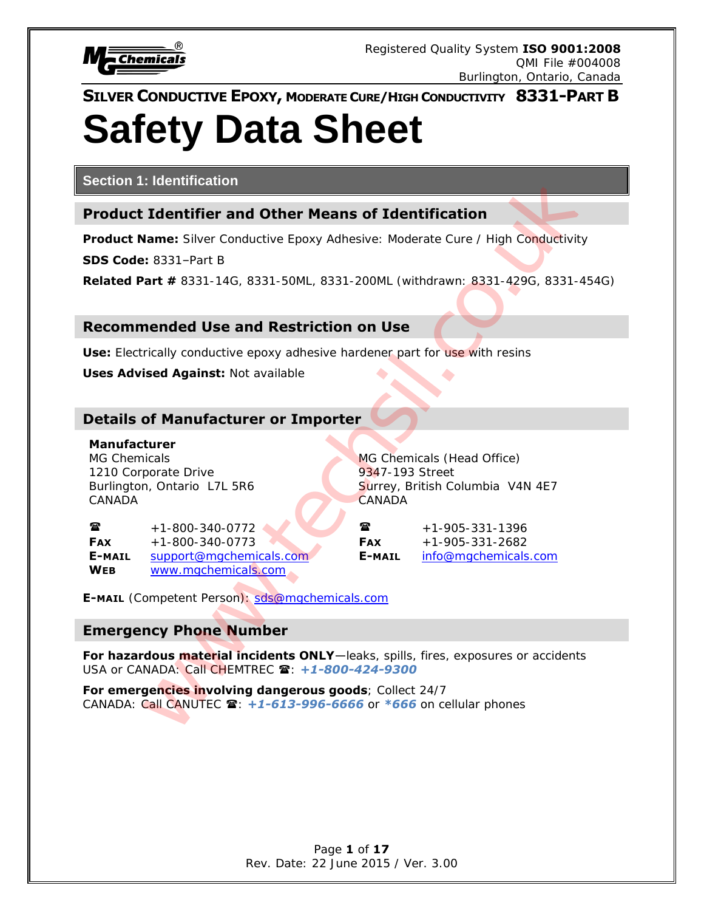SILVER CONDUCTIVE EPOXY, MODERATE CURE/HIGH CONDUCTIVITY **8331-PART B**

# Safety Data Sheet

## Section 1: Identification

### Product Identifier and Other Means of Identification

**Product Name:** Silver Conductive Epoxy Adhesive: Moderate Cure / High Conductivity

**SDS Code:** 8331–Part B

**Related Part #** 8331-14G, 8331-50ML, 8331-200ML (withdrawn: 8331-429G, 8331-454G)

### Recommended Use and Restriction on Use

**Use:** Electrically conductive epoxy adhesive hardener part for use with resins

**Uses Advised Against:** Not available

### Details of Manufacturer or Importer

**Manufacturer**
MG Chemicals
1210 Corporate Drive
Burlington, Ontario L7L 5R6
CANADA

☎ +1-800-340-0772
**FAX** +1-800-340-0773
**E-MAIL** support@mgchemicals.com
**WEB** www.mgchemicals.com

MG Chemicals (Head Office)
9347-193 Street
Surrey, British Columbia V4N 4E7
CANADA

☎ +1-905-331-1396
**FAX** +1-905-331-2682
**E-MAIL** info@mgchemicals.com

**E-MAIL** (Competent Person): sds@mgchemicals.com

### Emergency Phone Number

**For hazardous material incidents ONLY**—leaks, spills, fires, exposures or accidents
USA or CANADA: Call CHEMTREC ☎: ***+1-800-424-9300***

**For emergencies involving dangerous goods**; Collect 24/7
CANADA: Call CANUTEC ☎: ***+1-613-996-6666*** or ***\*666*** on cellular phones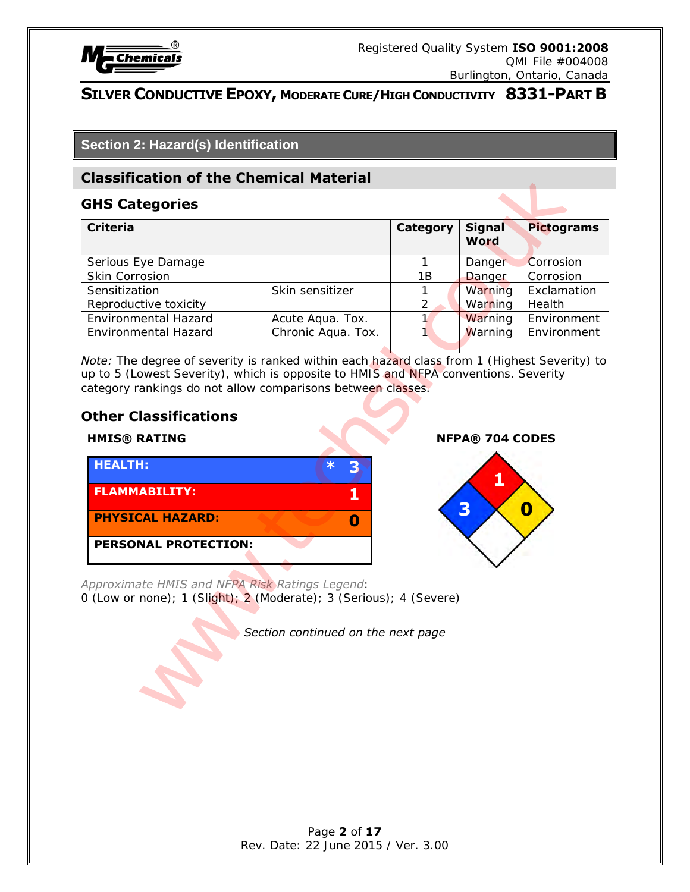# SILVER CONDUCTIVE EPOXY, MODERATE CURE/HIGH CONDUCTIVITY 8331-PART B

## Section 2: Hazard(s) Identification

### Classification of the Chemical Material

#### GHS Categories

| Criteria | | Category | Signal Word | Pictograms |
|---|---|---|---|---|
| Serious Eye Damage | | 1 | Danger | Corrosion |
| Skin Corrosion | | 1B | Danger | Corrosion |
| Sensitization | Skin sensitizer | 1 | Warning | Exclamation |
| Reproductive toxicity | | 2 | Warning | Health |
| Environmental Hazard | Acute Aqua. Tox. | 1 | Warning | Environment |
| Environmental Hazard | Chronic Aqua. Tox. | 1 | Warning | Environment |

*Note:* The degree of severity is ranked within each hazard class from 1 (Highest Severity) to up to 5 (Lowest Severity), which is opposite to HMIS and NFPA conventions. Severity category rankings do not allow comparisons between classes.

#### Other Classifications

**HMIS® RATING**

| | |
|---|---|
| **HEALTH:** | * 3 |
| **FLAMMABILITY:** | 1 |
| **PHYSICAL HAZARD:** | 0 |
| **PERSONAL PROTECTION:** | |

**NFPA® 704 CODES**

Health: 3; Flammability: 1; Instability: 0

*Approximate HMIS and NFPA Risk Ratings Legend*:
0 (Low or none); 1 (Slight); 2 (Moderate); 3 (Serious); 4 (Severe)

*Section continued on the next page*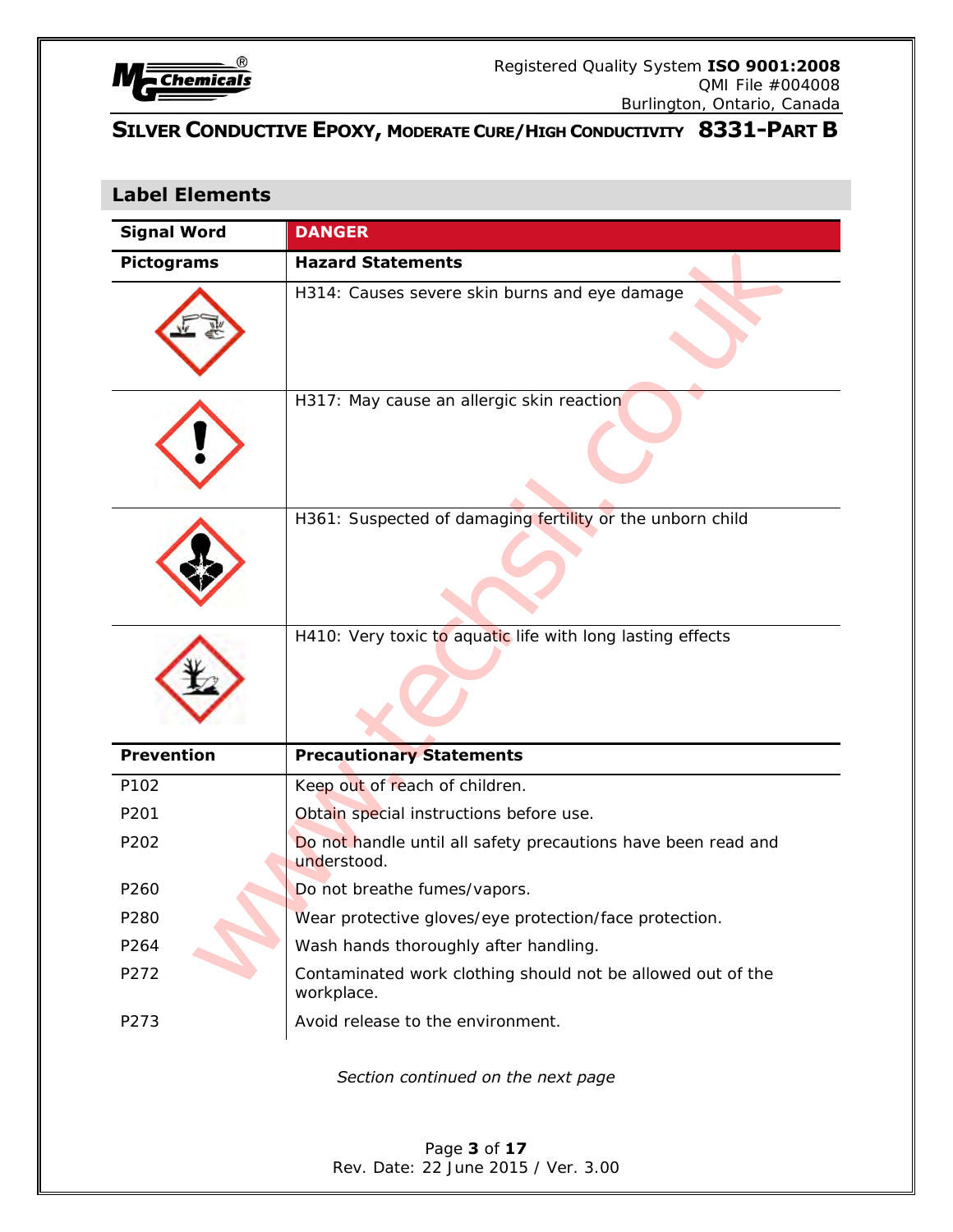## Label Elements

| Signal Word | DANGER |
|---|---|
| **Pictograms** | **Hazard Statements** |
| | H314: Causes severe skin burns and eye damage |
| | H317: May cause an allergic skin reaction |
| | H361: Suspected of damaging fertility or the unborn child |
| | H410: Very toxic to aquatic life with long lasting effects |

| Prevention | Precautionary Statements |
|---|---|
| P102 | Keep out of reach of children. |
| P201 | Obtain special instructions before use. |
| P202 | Do not handle until all safety precautions have been read and understood. |
| P260 | Do not breathe fumes/vapors. |
| P280 | Wear protective gloves/eye protection/face protection. |
| P264 | Wash hands thoroughly after handling. |
| P272 | Contaminated work clothing should not be allowed out of the workplace. |
| P273 | Avoid release to the environment. |

*Section continued on the next page*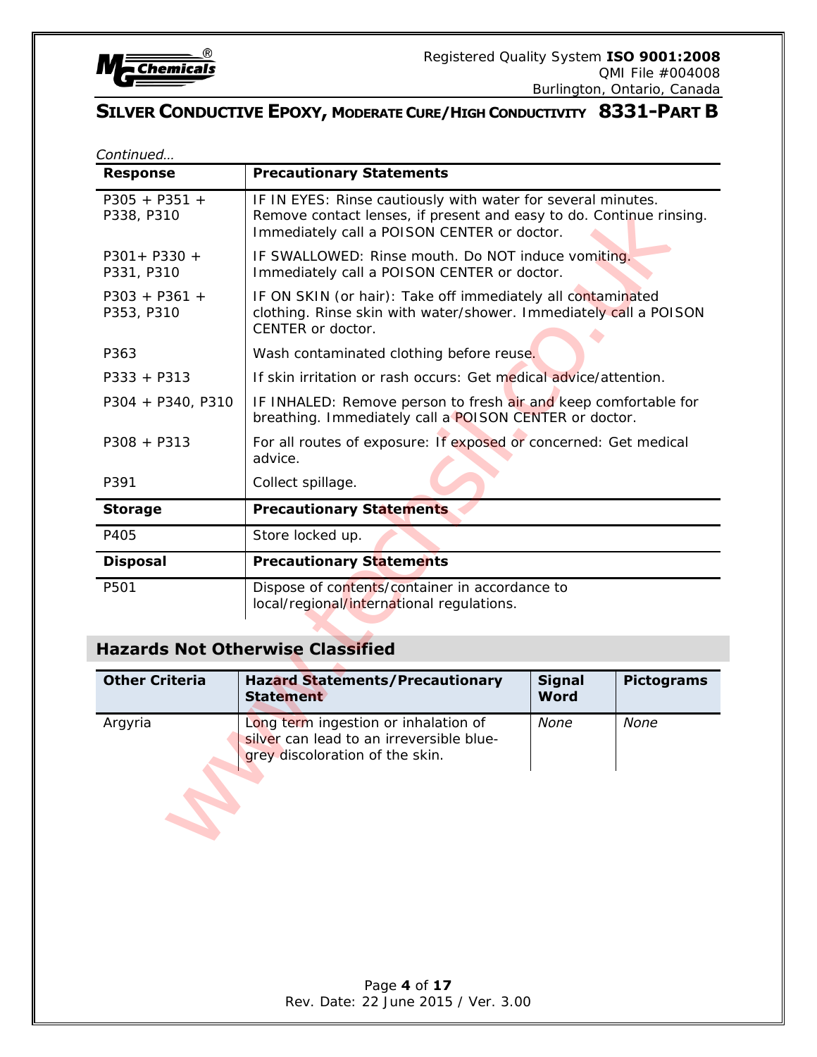*Continued…*

| Response | Precautionary Statements |
| --- | --- |
| P305 + P351 + P338, P310 | IF IN EYES: Rinse cautiously with water for several minutes. Remove contact lenses, if present and easy to do. Continue rinsing. Immediately call a POISON CENTER or doctor. |
| P301+ P330 + P331, P310 | IF SWALLOWED: Rinse mouth. Do NOT induce vomiting. Immediately call a POISON CENTER or doctor. |
| P303 + P361 + P353, P310 | IF ON SKIN (or hair): Take off immediately all contaminated clothing. Rinse skin with water/shower. Immediately call a POISON CENTER or doctor. |
| P363 | Wash contaminated clothing before reuse. |
| P333 + P313 | If skin irritation or rash occurs: Get medical advice/attention. |
| P304 + P340, P310 | IF INHALED: Remove person to fresh air and keep comfortable for breathing. Immediately call a POISON CENTER or doctor. |
| P308 + P313 | For all routes of exposure: If exposed or concerned: Get medical advice. |
| P391 | Collect spillage. |
| **Storage** | **Precautionary Statements** |
| P405 | Store locked up. |
| **Disposal** | **Precautionary Statements** |
| P501 | Dispose of contents/container in accordance to local/regional/international regulations. |

## Hazards Not Otherwise Classified

| Other Criteria | Hazard Statements/Precautionary Statement | Signal Word | Pictograms |
| --- | --- | --- | --- |
| Argyria | Long term ingestion or inhalation of silver can lead to an irreversible blue-grey discoloration of the skin. | *None* | *None* |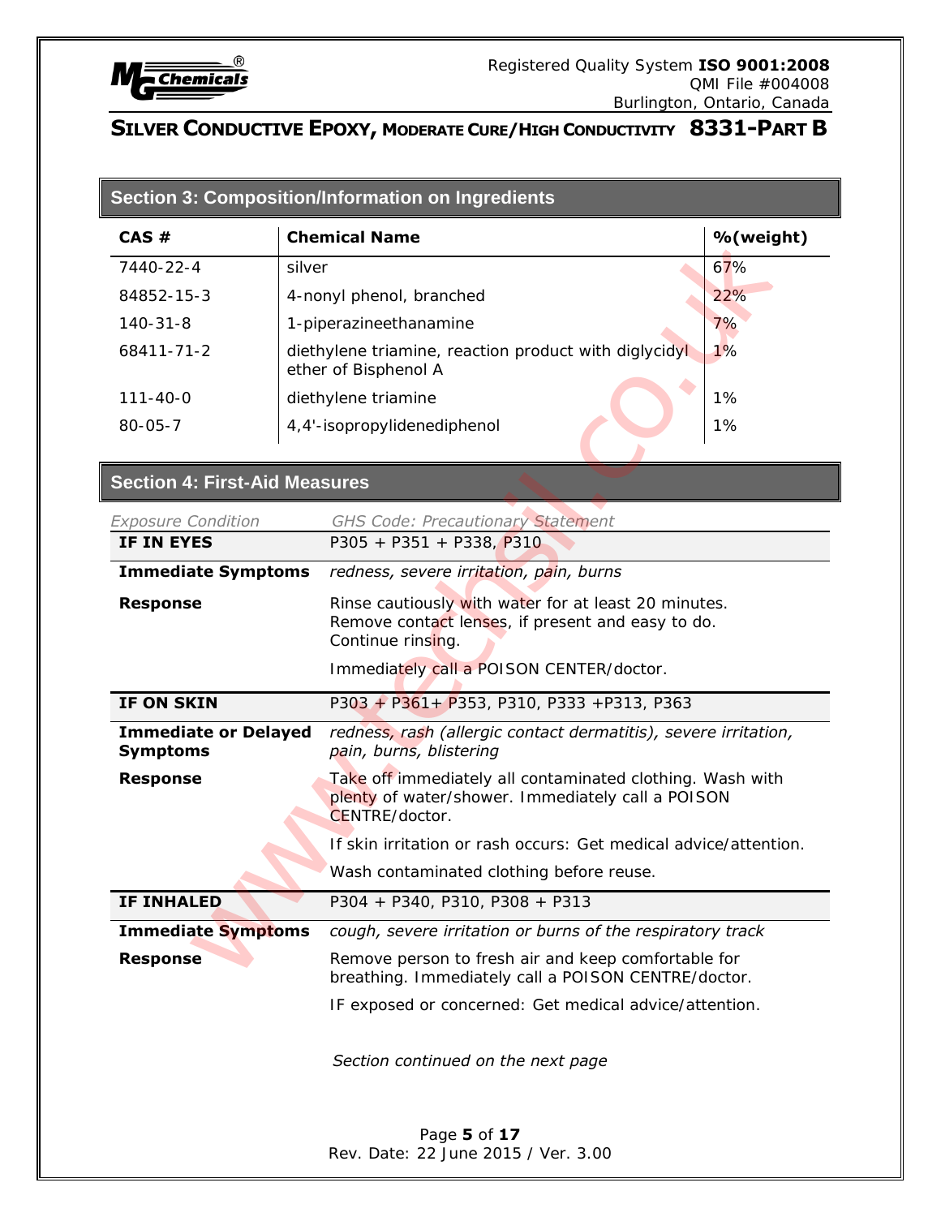## Section 3: Composition/Information on Ingredients

| CAS # | Chemical Name | %(weight) |
|---|---|---|
| 7440-22-4 | silver | 67% |
| 84852-15-3 | 4-nonyl phenol, branched | 22% |
| 140-31-8 | 1-piperazineethanamine | 7% |
| 68411-71-2 | diethylene triamine, reaction product with diglycidyl ether of Bisphenol A | 1% |
| 111-40-0 | diethylene triamine | 1% |
| 80-05-7 | 4,4'-isopropylidenediphenol | 1% |

## Section 4: First-Aid Measures

| *Exposure Condition* | *GHS Code: Precautionary Statement* |
|---|---|
| **IF IN EYES** | P305 + P351 + P338, P310 |
| **Immediate Symptoms** | *redness, severe irritation, pain, burns* |
| **Response** | Rinse cautiously with water for at least 20 minutes. Remove contact lenses, if present and easy to do. Continue rinsing. |
| | Immediately call a POISON CENTER/doctor. |
| **IF ON SKIN** | P303 + P361+ P353, P310, P333 +P313, P363 |
| **Immediate or Delayed Symptoms** | *redness, rash (allergic contact dermatitis), severe irritation, pain, burns, blistering* |
| **Response** | Take off immediately all contaminated clothing. Wash with plenty of water/shower. Immediately call a POISON CENTRE/doctor. |
| | If skin irritation or rash occurs: Get medical advice/attention. |
| | Wash contaminated clothing before reuse. |
| **IF INHALED** | P304 + P340, P310, P308 + P313 |
| **Immediate Symptoms** | *cough, severe irritation or burns of the respiratory track* |
| **Response** | Remove person to fresh air and keep comfortable for breathing. Immediately call a POISON CENTRE/doctor. |
| | IF exposed or concerned: Get medical advice/attention. |

*Section continued on the next page*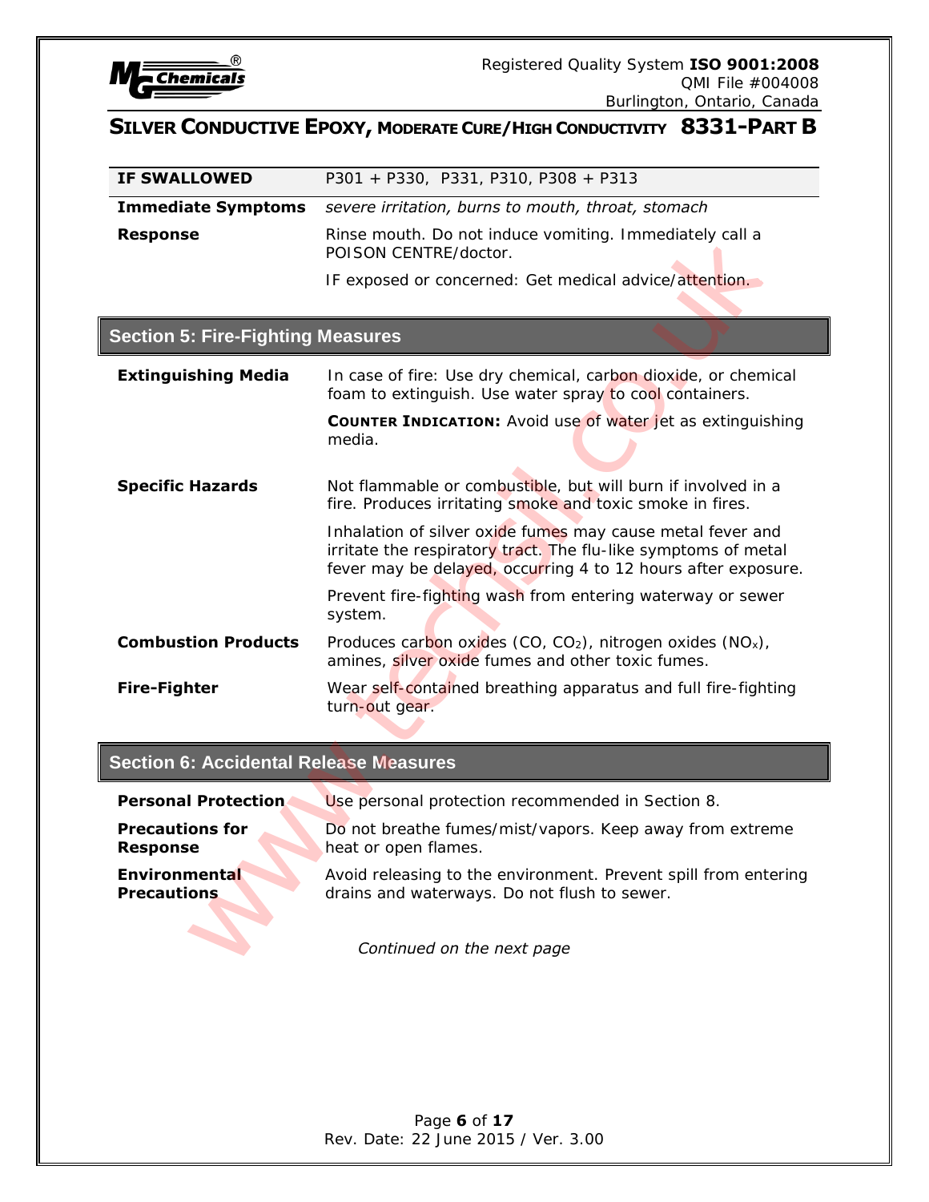| IF SWALLOWED | P301 + P330, P331, P310, P308 + P313 |
|---|---|
| **Immediate Symptoms** | *severe irritation, burns to mouth, throat, stomach* |
| **Response** | Rinse mouth. Do not induce vomiting. Immediately call a POISON CENTRE/doctor. |
| | IF exposed or concerned: Get medical advice/attention. |

## Section 5: Fire-Fighting Measures

| | |
|---|---|
| **Extinguishing Media** | In case of fire: Use dry chemical, carbon dioxide, or chemical foam to extinguish. Use water spray to cool containers. |
| | **COUNTER INDICATION:** Avoid use of water jet as extinguishing media. |
| **Specific Hazards** | Not flammable or combustible, but will burn if involved in a fire. Produces irritating smoke and toxic smoke in fires. |
| | Inhalation of silver oxide fumes may cause metal fever and irritate the respiratory tract. The flu-like symptoms of metal fever may be delayed, occurring 4 to 12 hours after exposure. |
| | Prevent fire-fighting wash from entering waterway or sewer system. |
| **Combustion Products** | Produces carbon oxides ($CO$, $CO_2$), nitrogen oxides ($NO_x$), amines, silver oxide fumes and other toxic fumes. |
| **Fire-Fighter** | Wear self-contained breathing apparatus and full fire-fighting turn-out gear. |

## Section 6: Accidental Release Measures

| | |
|---|---|
| **Personal Protection** | Use personal protection recommended in Section 8. |
| **Precautions for Response** | Do not breathe fumes/mist/vapors. Keep away from extreme heat or open flames. |
| **Environmental Precautions** | Avoid releasing to the environment. Prevent spill from entering drains and waterways. Do not flush to sewer. |

*Continued on the next page*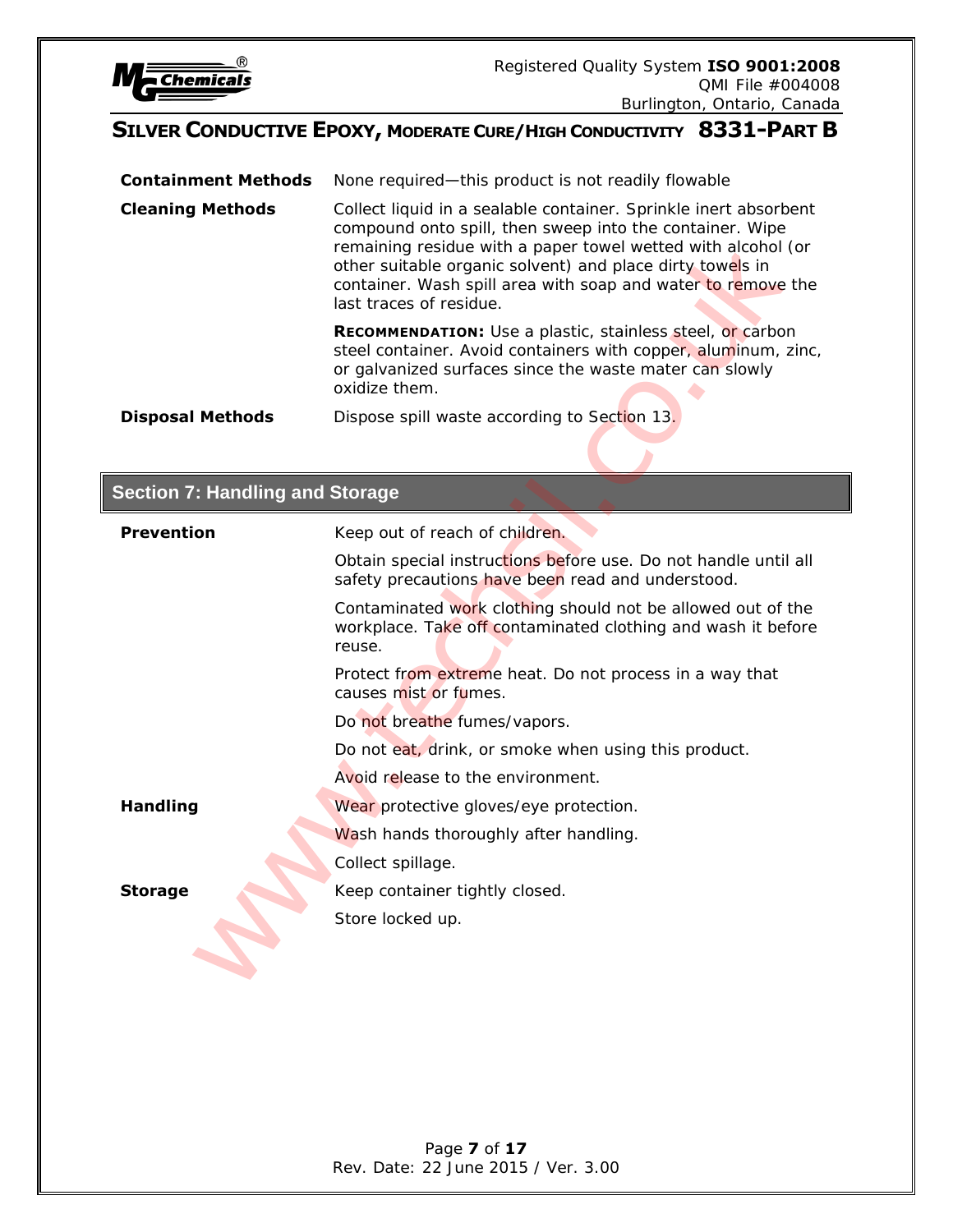| | |
|---|---|
| **Containment Methods** | None required—this product is not readily flowable |
| **Cleaning Methods** | Collect liquid in a sealable container. Sprinkle inert absorbent compound onto spill, then sweep into the container. Wipe remaining residue with a paper towel wetted with alcohol (or other suitable organic solvent) and place dirty towels in container. Wash spill area with soap and water to remove the last traces of residue. |
| | **RECOMMENDATION:** Use a plastic, stainless steel, or carbon steel container. Avoid containers with copper, aluminum, zinc, or galvanized surfaces since the waste mater can slowly oxidize them. |
| **Disposal Methods** | Dispose spill waste according to Section 13. |

## Section 7: Handling and Storage

| | |
|---|---|
| **Prevention** | Keep out of reach of children. |
| | Obtain special instructions before use. Do not handle until all safety precautions have been read and understood. |
| | Contaminated work clothing should not be allowed out of the workplace. Take off contaminated clothing and wash it before reuse. |
| | Protect from extreme heat. Do not process in a way that causes mist or fumes. |
| | Do not breathe fumes/vapors. |
| | Do not eat, drink, or smoke when using this product. |
| | Avoid release to the environment. |
| **Handling** | Wear protective gloves/eye protection. |
| | Wash hands thoroughly after handling. |
| | Collect spillage. |
| **Storage** | Keep container tightly closed. |
| | Store locked up. |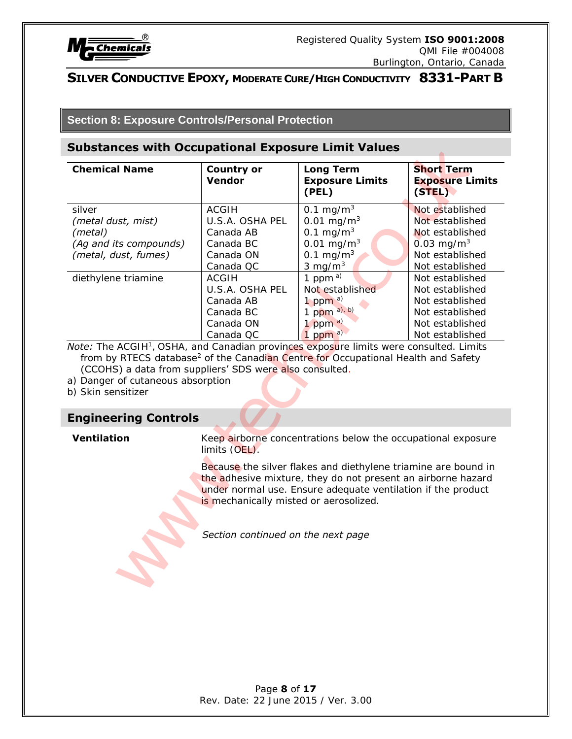## Section 8: Exposure Controls/Personal Protection

### Substances with Occupational Exposure Limit Values

| Chemical Name | Country or Vendor | Long Term Exposure Limits (PEL) | Short Term Exposure Limits (STEL) |
|---|---|---|---|
| silver | ACGIH | 0.1 $mg/m^3$ | Not established |
| *(metal dust, mist)* | U.S.A. OSHA PEL | 0.01 $mg/m^3$ | Not established |
| *(metal)* | Canada AB | 0.1 $mg/m^3$ | Not established |
| *(Ag and its compounds)* | Canada BC | 0.01 $mg/m^3$ | 0.03 $mg/m^3$ |
| *(metal, dust, fumes)* | Canada ON | 0.1 $mg/m^3$ | Not established |
| | Canada QC | 3 $mg/m^3$ | Not established |
| diethylene triamine | ACGIH | 1 ppm [a)] | Not established |
| | U.S.A. OSHA PEL | Not established | Not established |
| | Canada AB | 1 ppm [a)] | Not established |
| | Canada BC | 1 ppm [a), b)] | Not established |
| | Canada ON | 1 ppm [a)] | Not established |
| | Canada QC | 1 ppm [a)] | Not established |

*Note:* The ACGIH[1], OSHA, and Canadian provinces exposure limits were consulted. Limits from by RTECS database[2] of the Canadian Centre for Occupational Health and Safety (CCOHS) a data from suppliers' SDS were also consulted.

a) Danger of cutaneous absorption

b) Skin sensitizer

### Engineering Controls

**Ventilation**

Keep airborne concentrations below the occupational exposure limits (OEL).

Because the silver flakes and diethylene triamine are bound in the adhesive mixture, they do not present an airborne hazard under normal use. Ensure adequate ventilation if the product is mechanically misted or aerosolized.

*Section continued on the next page*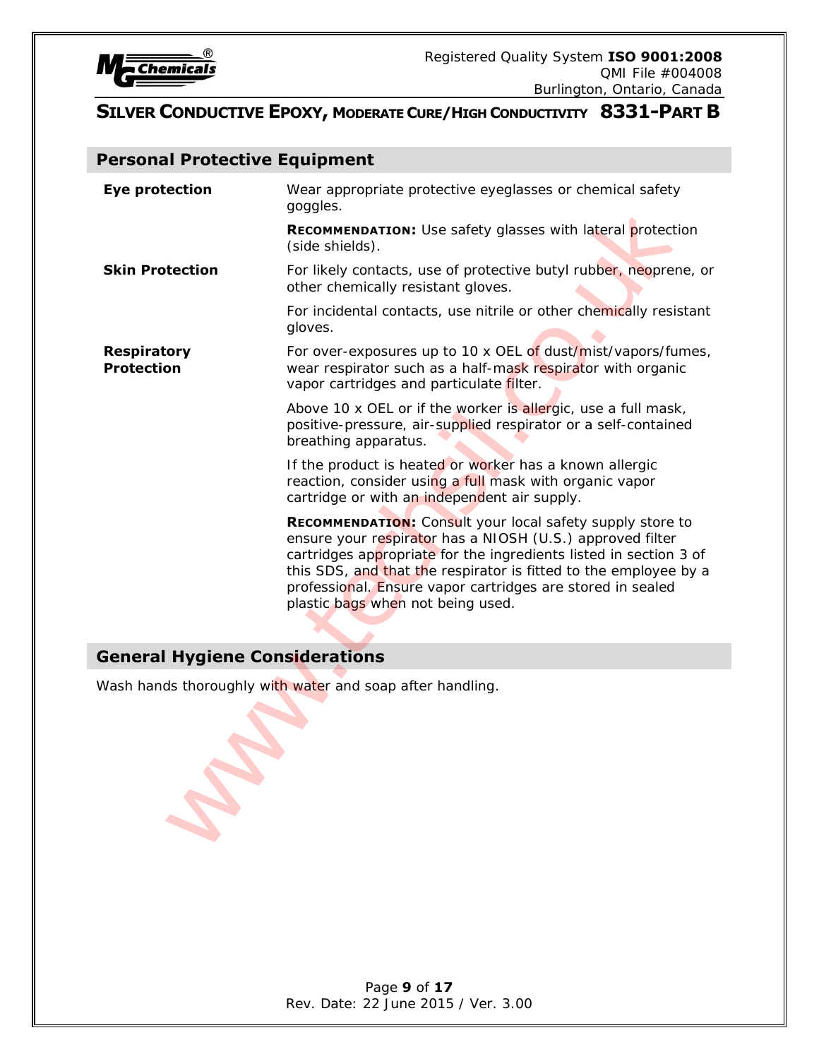## Personal Protective Equipment

| | |
|---|---|
| **Eye protection** | Wear appropriate protective eyeglasses or chemical safety goggles. |
| | **RECOMMENDATION:** Use safety glasses with lateral protection (side shields). |
| **Skin Protection** | For likely contacts, use of protective butyl rubber, neoprene, or other chemically resistant gloves. |
| | For incidental contacts, use nitrile or other chemically resistant gloves. |
| **Respiratory Protection** | For over-exposures up to 10 x OEL of dust/mist/vapors/fumes, wear respirator such as a half-mask respirator with organic vapor cartridges and particulate filter. |
| | Above 10 x OEL or if the worker is allergic, use a full mask, positive-pressure, air-supplied respirator or a self-contained breathing apparatus. |
| | If the product is heated or worker has a known allergic reaction, consider using a full mask with organic vapor cartridge or with an independent air supply. |
| | **RECOMMENDATION:** Consult your local safety supply store to ensure your respirator has a NIOSH (U.S.) approved filter cartridges appropriate for the ingredients listed in section 3 of this SDS, and that the respirator is fitted to the employee by a professional. Ensure vapor cartridges are stored in sealed plastic bags when not being used. |

## General Hygiene Considerations

Wash hands thoroughly with water and soap after handling.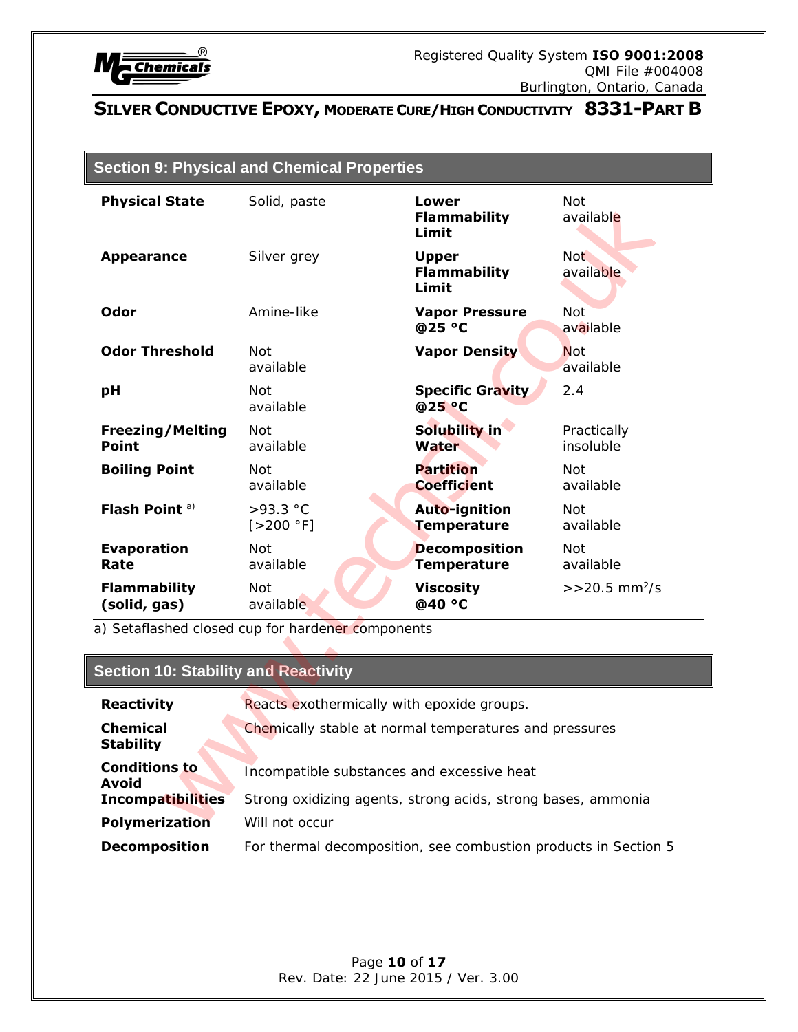## Section 9: Physical and Chemical Properties

| Property | Value | Property | Value |
|---|---|---|---|
| **Physical State** | Solid, paste | **Lower Flammability Limit** | Not available |
| **Appearance** | Silver grey | **Upper Flammability Limit** | Not available |
| **Odor** | Amine-like | **Vapor Pressure @25 °C** | Not available |
| **Odor Threshold** | Not available | **Vapor Density** | Not available |
| **pH** | Not available | **Specific Gravity @25 °C** | 2.4 |
| **Freezing/Melting Point** | Not available | **Solubility in Water** | Practically insoluble |
| **Boiling Point** | Not available | **Partition Coefficient** | Not available |
| **Flash Point** [a)] | >93.3 °C [>200 °F] | **Auto-ignition Temperature** | Not available |
| **Evaporation Rate** | Not available | **Decomposition Temperature** | Not available |
| **Flammability (solid, gas)** | Not available | **Viscosity @40 °C** | >>20.5 $mm^2/s$ |

a) Setaflashed closed cup for hardener components

## Section 10: Stability and Reactivity

**Reactivity** Reacts exothermically with epoxide groups.

**Chemical Stability** Chemically stable at normal temperatures and pressures

**Conditions to Avoid** Incompatible substances and excessive heat

**Incompatibilities** Strong oxidizing agents, strong acids, strong bases, ammonia

**Polymerization** Will not occur

**Decomposition** For thermal decomposition, see combustion products in Section 5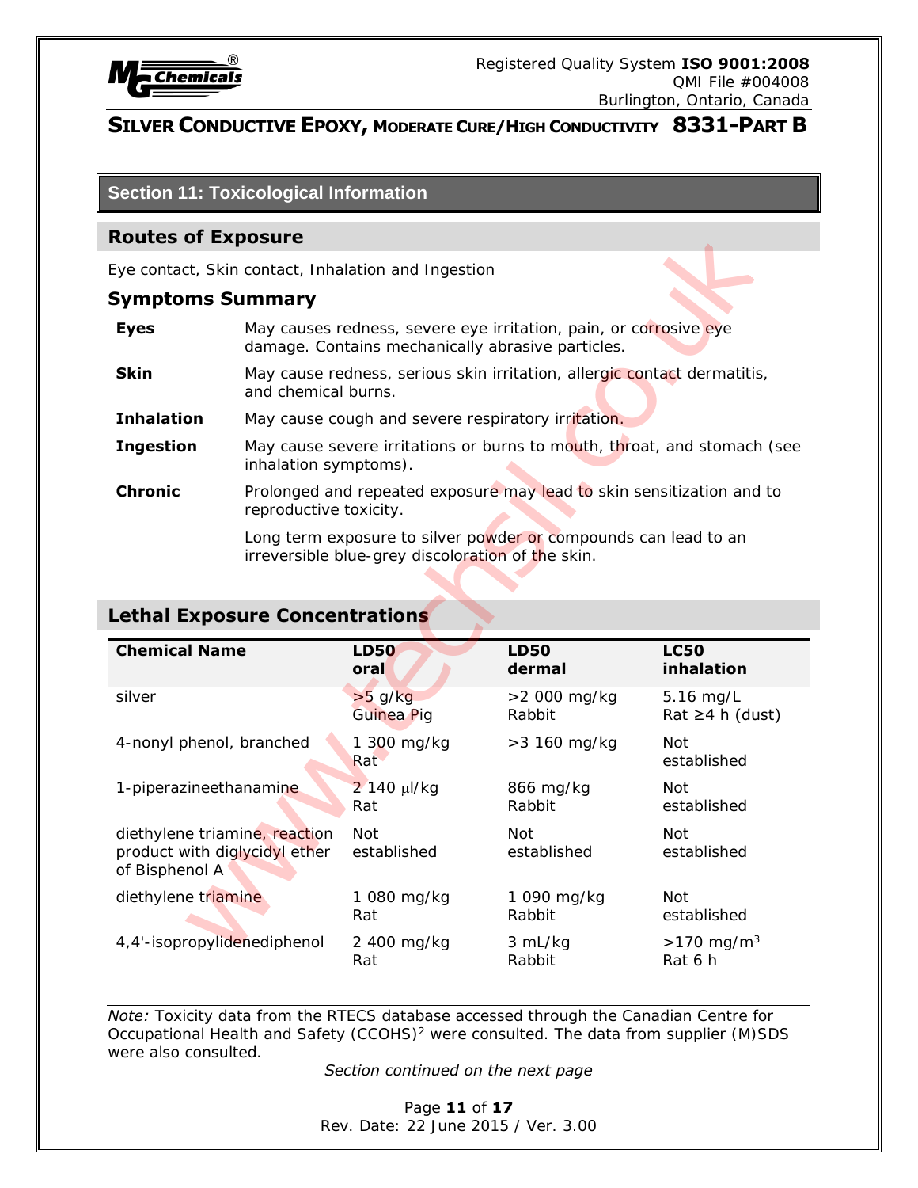## Section 11: Toxicological Information

### Routes of Exposure

Eye contact, Skin contact, Inhalation and Ingestion

### Symptoms Summary

**Eyes** May causes redness, severe eye irritation, pain, or corrosive eye damage. Contains mechanically abrasive particles.

**Skin** May cause redness, serious skin irritation, allergic contact dermatitis, and chemical burns.

**Inhalation** May cause cough and severe respiratory irritation.

**Ingestion** May cause severe irritations or burns to mouth, throat, and stomach (see inhalation symptoms).

**Chronic** Prolonged and repeated exposure may lead to skin sensitization and to reproductive toxicity.

Long term exposure to silver powder or compounds can lead to an irreversible blue-grey discoloration of the skin.

### Lethal Exposure Concentrations

| Chemical Name | LD50 oral | LD50 dermal | LC50 inhalation |
|---|---|---|---|
| silver | >5 g/kg Guinea Pig | >2 000 mg/kg Rabbit | 5.16 mg/L Rat ≥4 h (dust) |
| 4-nonyl phenol, branched | 1 300 mg/kg Rat | >3 160 mg/kg | Not established |
| 1-piperazineethanamine | 2 140 µl/kg Rat | 866 mg/kg Rabbit | Not established |
| diethylene triamine, reaction product with diglycidyl ether of Bisphenol A | Not established | Not established | Not established |
| diethylene triamine | 1 080 mg/kg Rat | 1 090 mg/kg Rabbit | Not established |
| 4,4'-isopropylidenediphenol | 2 400 mg/kg Rat | 3 mL/kg Rabbit | >170 mg/m$^3$ Rat 6 h |

*Note:* Toxicity data from the RTECS database accessed through the Canadian Centre for Occupational Health and Safety (CCOHS)[2] were consulted. The data from supplier (M)SDS were also consulted.

*Section continued on the next page*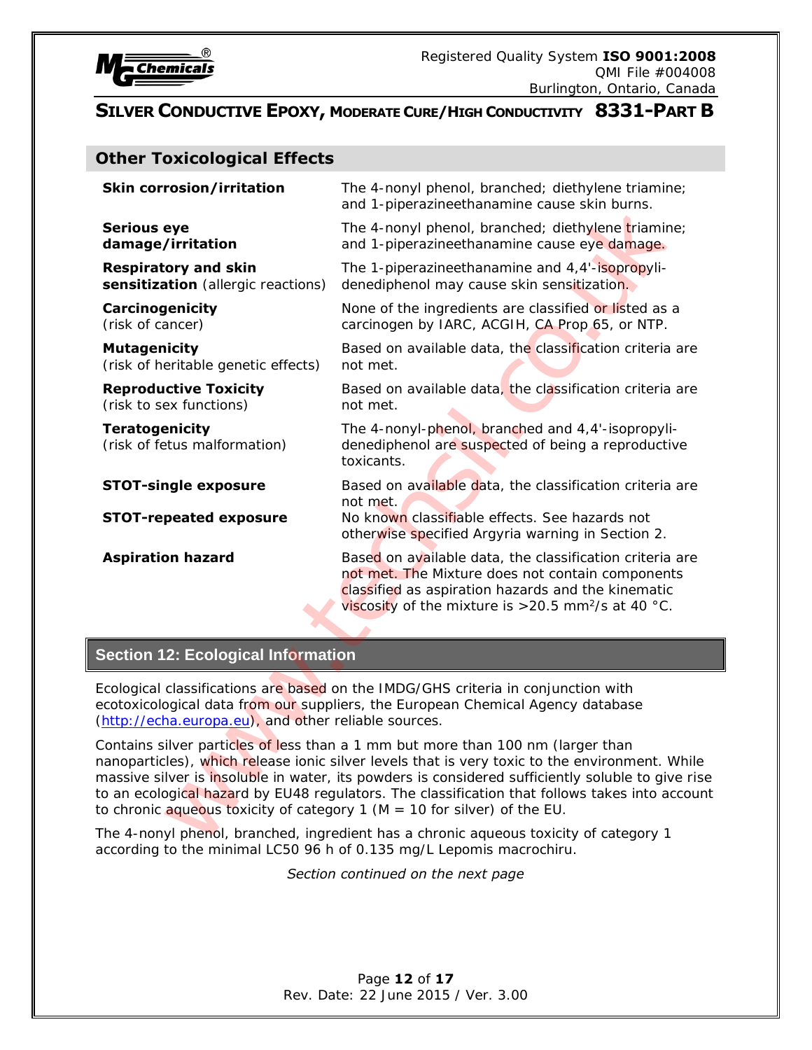## Other Toxicological Effects

| | |
|---|---|
| **Skin corrosion/irritation** | The 4-nonyl phenol, branched; diethylene triamine; and 1-piperazineethanamine cause skin burns. |
| **Serious eye damage/irritation** | The 4-nonyl phenol, branched; diethylene triamine; and 1-piperazineethanamine cause eye damage. |
| **Respiratory and skin sensitization** (allergic reactions) | The 1-piperazineethanamine and 4,4'-isopropylidenediphenol may cause skin sensitization. |
| **Carcinogenicity** (risk of cancer) | None of the ingredients are classified or listed as a carcinogen by IARC, ACGIH, CA Prop 65, or NTP. |
| **Mutagenicity** (risk of heritable genetic effects) | Based on available data, the classification criteria are not met. |
| **Reproductive Toxicity** (risk to sex functions) | Based on available data, the classification criteria are not met. |
| **Teratogenicity** (risk of fetus malformation) | The 4-nonyl-phenol, branched and 4,4'-isopropylidenediphenol are suspected of being a reproductive toxicants. |
| **STOT-single exposure** | Based on available data, the classification criteria are not met. |
| **STOT-repeated exposure** | No known classifiable effects. See hazards not otherwise specified Argyria warning in Section 2. |
| **Aspiration hazard** | Based on available data, the classification criteria are not met. The Mixture does not contain components classified as aspiration hazards and the kinematic viscosity of the mixture is >20.5 $mm^2/s$ at 40 °C. |

## Section 12: Ecological Information

Ecological classifications are based on the IMDG/GHS criteria in conjunction with ecotoxicological data from our suppliers, the European Chemical Agency database (http://echa.europa.eu), and other reliable sources.

Contains silver particles of less than a 1 mm but more than 100 nm (larger than nanoparticles), which release ionic silver levels that is very toxic to the environment. While massive silver is insoluble in water, its powders is considered sufficiently soluble to give rise to an ecological hazard by EU48 regulators. The classification that follows takes into account to chronic aqueous toxicity of category 1 (M = 10 for silver) of the EU.

The 4-nonyl phenol, branched, ingredient has a chronic aqueous toxicity of category 1 according to the minimal LC50 96 h of 0.135 mg/L Lepomis macrochiru.

*Section continued on the next page*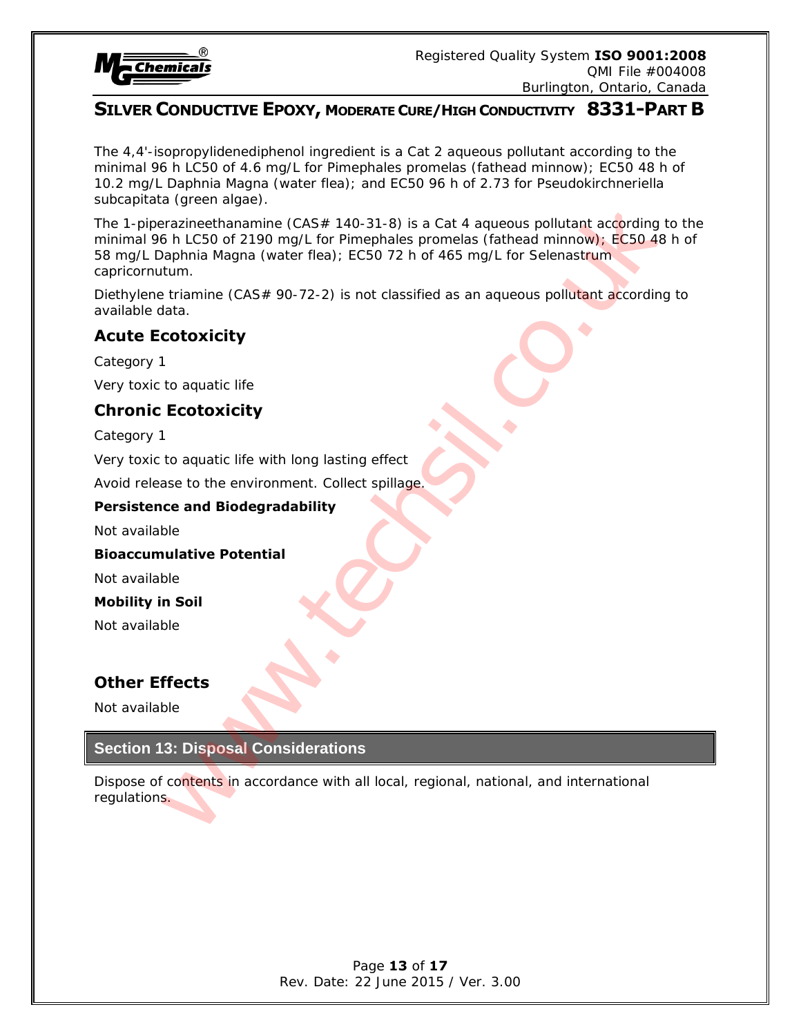The 4,4'-isopropylidenediphenol ingredient is a Cat 2 aqueous pollutant according to the minimal 96 h LC50 of 4.6 mg/L for Pimephales promelas (fathead minnow); EC50 48 h of 10.2 mg/L Daphnia Magna (water flea); and EC50 96 h of 2.73 for Pseudokirchneriella subcapitata (green algae).

The 1-piperazineethanamine (CAS# 140-31-8) is a Cat 4 aqueous pollutant according to the minimal 96 h LC50 of 2190 mg/L for Pimephales promelas (fathead minnow); EC50 48 h of 58 mg/L Daphnia Magna (water flea); EC50 72 h of 465 mg/L for Selenastrum capricornutum.

Diethylene triamine (CAS# 90-72-2) is not classified as an aqueous pollutant according to available data.

## Acute Ecotoxicity

Category 1

Very toxic to aquatic life

## Chronic Ecotoxicity

Category 1

Very toxic to aquatic life with long lasting effect

Avoid release to the environment. Collect spillage.

**Persistence and Biodegradability**

Not available

**Bioaccumulative Potential**

Not available

**Mobility in Soil**

Not available

## Other Effects

Not available

## Section 13: Disposal Considerations

Dispose of contents in accordance with all local, regional, national, and international regulations.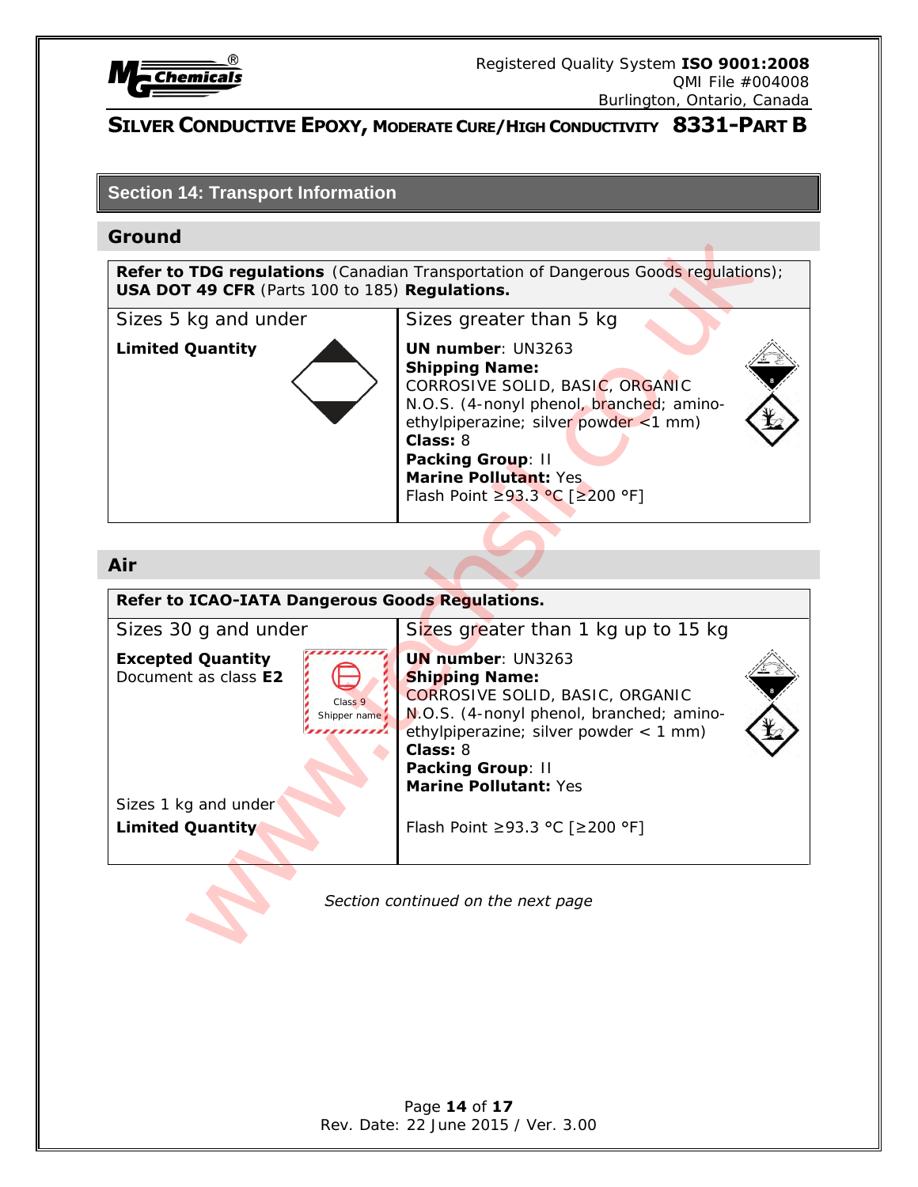## Section 14: Transport Information

### Ground

| **Refer to TDG regulations** (Canadian Transportation of Dangerous Goods regulations); **USA DOT 49 CFR** (Parts 100 to 185) **Regulations.** | |
|---|---|
| Sizes 5 kg and under | Sizes greater than 5 kg |
| **Limited Quantity** | **UN number**: UN3263<br>**Shipping Name:** CORROSIVE SOLID, BASIC, ORGANIC N.O.S. (4-nonyl phenol, branched; amino-ethylpiperazine; silver powder <1 mm)<br>**Class:** 8<br>**Packing Group**: II<br>**Marine Pollutant:** Yes<br>Flash Point ≥93.3 °C [≥200 °F] |

### Air

| **Refer to ICAO-IATA Dangerous Goods Regulations.** | |
|---|---|
| Sizes 30 g and under | Sizes greater than 1 kg up to 15 kg |
| **Excepted Quantity**<br>Document as class **E2**<br>Class 9<br>Shipper name<br><br>Sizes 1 kg and under<br>**Limited Quantity** | **UN number**: UN3263<br>**Shipping Name:** CORROSIVE SOLID, BASIC, ORGANIC N.O.S. (4-nonyl phenol, branched; amino-ethylpiperazine; silver powder < 1 mm)<br>**Class:** 8<br>**Packing Group**: II<br>**Marine Pollutant:** Yes<br><br>Flash Point ≥93.3 °C [≥200 °F] |

*Section continued on the next page*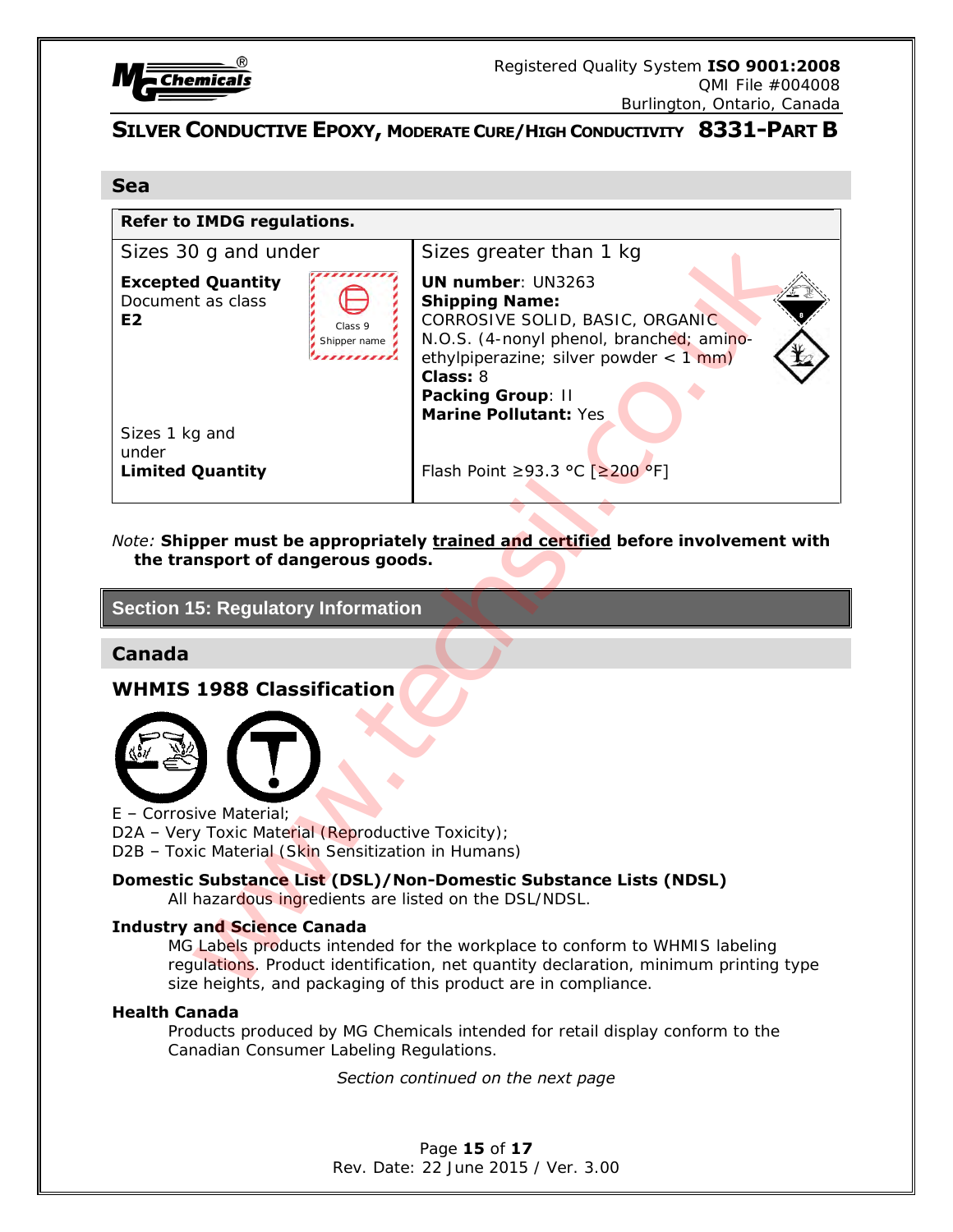## Sea

| Refer to IMDG regulations. | |
|---|---|
| Sizes 30 g and under<br><br>**Excepted Quantity**<br>Document as class<br>**E2**<br><br>Class 9<br>Shipper name | Sizes greater than 1 kg<br><br>**UN number**: UN3263<br>**Shipping Name:**<br>CORROSIVE SOLID, BASIC, ORGANIC N.O.S. (4-nonyl phenol, branched; amino-ethylpiperazine; silver powder < 1 mm)<br>**Class:** 8<br>**Packing Group**: II<br>**Marine Pollutant:** Yes |
| Sizes 1 kg and under<br>**Limited Quantity** | Flash Point ≥93.3 °C [≥200 °F] |

*Note:* **Shipper must be appropriately trained and certified before involvement with the transport of dangerous goods.**

## Section 15: Regulatory Information

### Canada

### WHMIS 1988 Classification

E – Corrosive Material;
D2A – Very Toxic Material (Reproductive Toxicity);
D2B – Toxic Material (Skin Sensitization in Humans)

**Domestic Substance List (DSL)/Non-Domestic Substance Lists (NDSL)**

All hazardous ingredients are listed on the DSL/NDSL.

**Industry and Science Canada**

MG Labels products intended for the workplace to conform to WHMIS labeling regulations. Product identification, net quantity declaration, minimum printing type size heights, and packaging of this product are in compliance.

**Health Canada**

Products produced by MG Chemicals intended for retail display conform to the Canadian Consumer Labeling Regulations.

*Section continued on the next page*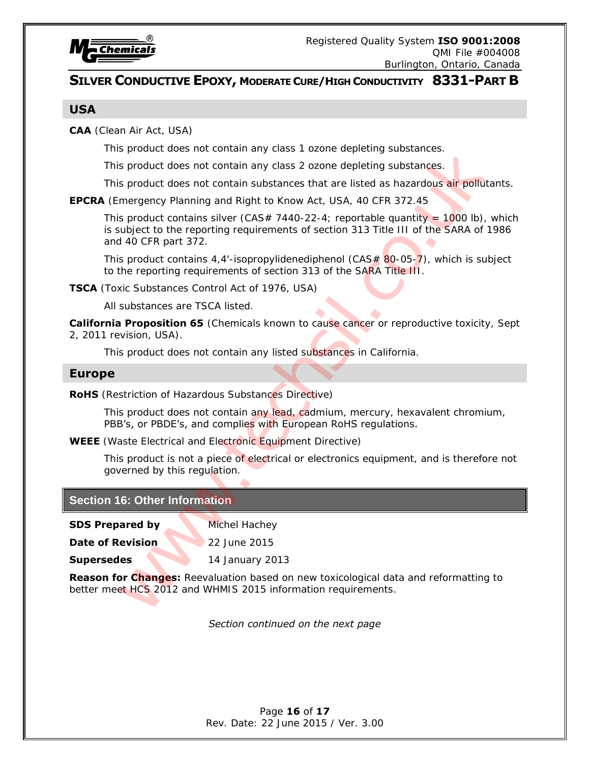## USA

**CAA** (Clean Air Act, USA)

This product does not contain any class 1 ozone depleting substances.

This product does not contain any class 2 ozone depleting substances.

This product does not contain substances that are listed as hazardous air pollutants.

**EPCRA** (Emergency Planning and Right to Know Act, USA, 40 CFR 372.45

This product contains silver (CAS# 7440-22-4; reportable quantity = 1000 lb), which is subject to the reporting requirements of section 313 Title III of the SARA of 1986 and 40 CFR part 372.

This product contains 4,4'-isopropylidenediphenol (CAS# 80-05-7), which is subject to the reporting requirements of section 313 of the SARA Title III.

**TSCA** (Toxic Substances Control Act of 1976, USA)

All substances are TSCA listed.

**California Proposition 65** (Chemicals known to cause cancer or reproductive toxicity, Sept 2, 2011 revision, USA).

This product does not contain any listed substances in California.

## Europe

**RoHS** (Restriction of Hazardous Substances Directive)

This product does not contain any lead, cadmium, mercury, hexavalent chromium, PBB's, or PBDE's, and complies with European RoHS regulations.

**WEEE** (Waste Electrical and Electronic Equipment Directive)

This product is not a piece of electrical or electronics equipment, and is therefore not governed by this regulation.

## Section 16: Other Information

**SDS Prepared by** Michel Hachey

**Date of Revision** 22 June 2015

**Supersedes** 14 January 2013

**Reason for Changes:** Reevaluation based on new toxicological data and reformatting to better meet HCS 2012 and WHMIS 2015 information requirements.

*Section continued on the next page*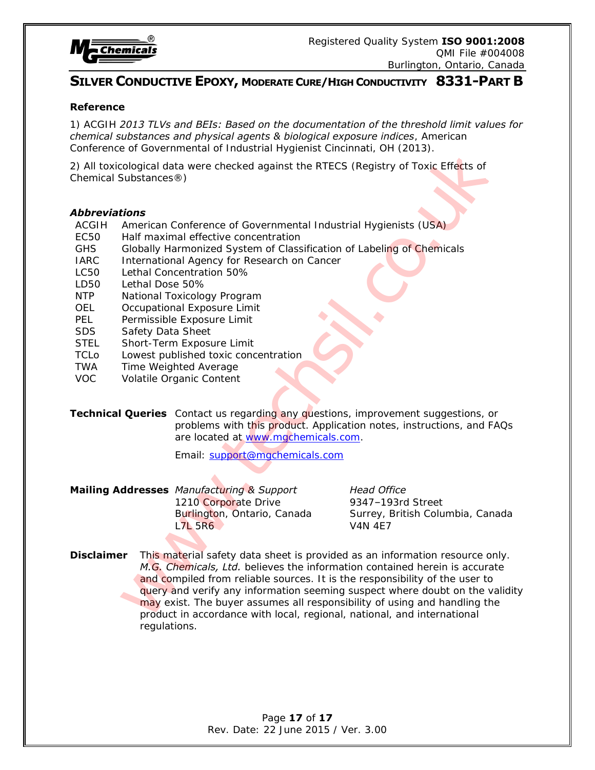### Reference

1) ACGIH *2013 TLVs and BEIs: Based on the documentation of the threshold limit values for chemical substances and physical agents & biological exposure indices*, American Conference of Governmental of Industrial Hygienist Cincinnati, OH (2013).

2) All toxicological data were checked against the RTECS (Registry of Toxic Effects of Chemical Substances®)

### *Abbreviations*

| | |
|---|---|
| ACGIH | American Conference of Governmental Industrial Hygienists (USA) |
| EC50 | Half maximal effective concentration |
| GHS | Globally Harmonized System of Classification of Labeling of Chemicals |
| IARC | International Agency for Research on Cancer |
| LC50 | Lethal Concentration 50% |
| LD50 | Lethal Dose 50% |
| NTP | National Toxicology Program |
| OEL | Occupational Exposure Limit |
| PEL | Permissible Exposure Limit |
| SDS | Safety Data Sheet |
| STEL | Short-Term Exposure Limit |
| TCLo | Lowest published toxic concentration |
| TWA | Time Weighted Average |
| VOC | Volatile Organic Content |

**Technical Queries** Contact us regarding any questions, improvement suggestions, or problems with this product. Application notes, instructions, and FAQs are located at www.mgchemicals.com.

Email: support@mgchemicals.com

**Mailing Addresses**

*Manufacturing & Support*
1210 Corporate Drive
Burlington, Ontario, Canada
L7L 5R6

*Head Office*
9347–193rd Street
Surrey, British Columbia, Canada
V4N 4E7

**Disclaimer** This material safety data sheet is provided as an information resource only. *M.G. Chemicals, Ltd.* believes the information contained herein is accurate and compiled from reliable sources. It is the responsibility of the user to query and verify any information seeming suspect where doubt on the validity may exist. The buyer assumes all responsibility of using and handling the product in accordance with local, regional, national, and international regulations.